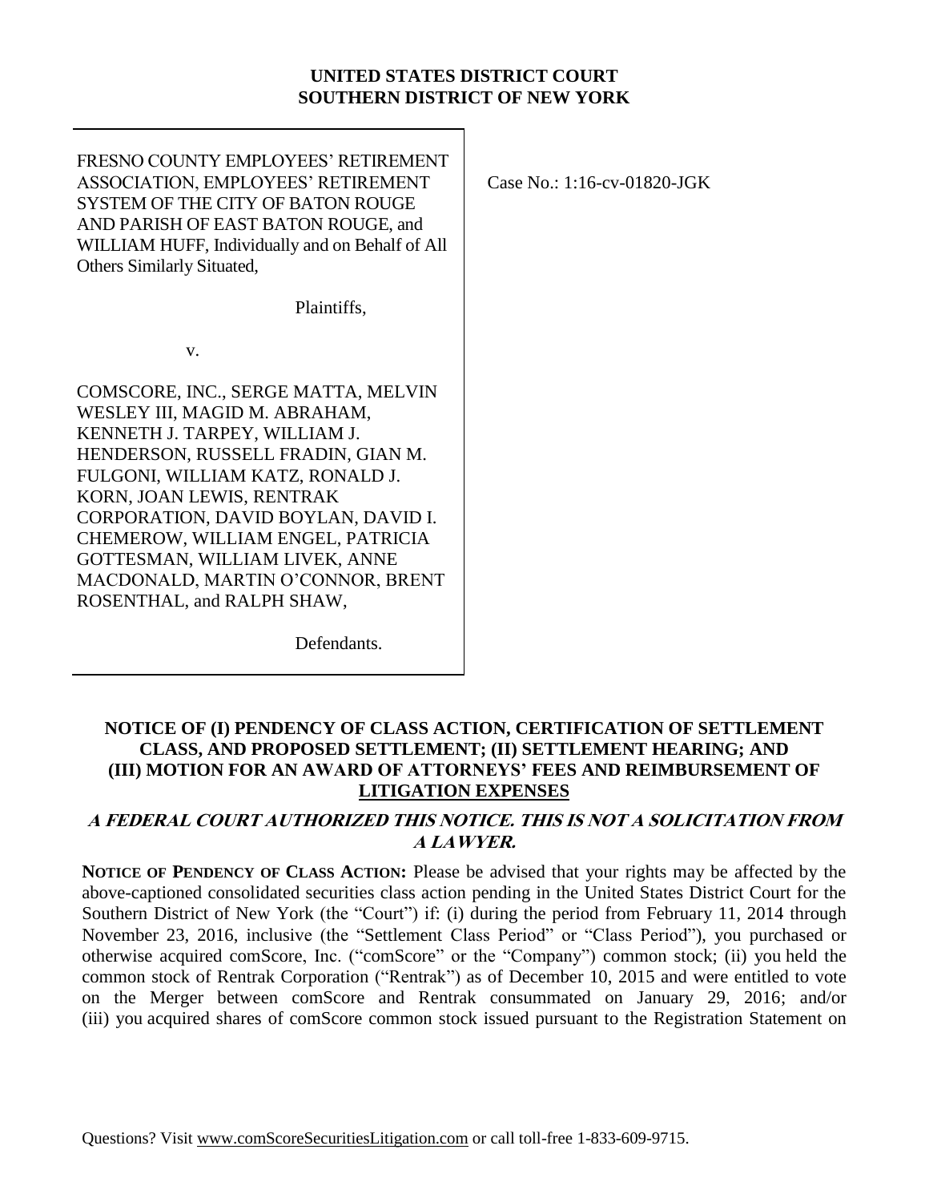**UNITED STATES DISTRICT COURT**
**SOUTHERN DISTRICT OF NEW YORK**

| | |
|---|---|
| FRESNO COUNTY EMPLOYEES' RETIREMENT ASSOCIATION, EMPLOYEES' RETIREMENT SYSTEM OF THE CITY OF BATON ROUGE AND PARISH OF EAST BATON ROUGE, and WILLIAM HUFF, Individually and on Behalf of All Others Similarly Situated,<br><br>Plaintiffs,<br><br>v.<br><br>COMSCORE, INC., SERGE MATTA, MELVIN WESLEY III, MAGID M. ABRAHAM, KENNETH J. TARPEY, WILLIAM J. HENDERSON, RUSSELL FRADIN, GIAN M. FULGONI, WILLIAM KATZ, RONALD J. KORN, JOAN LEWIS, RENTRAK CORPORATION, DAVID BOYLAN, DAVID I. CHEMEROW, WILLIAM ENGEL, PATRICIA GOTTESMAN, WILLIAM LIVEK, ANNE MACDONALD, MARTIN O'CONNOR, BRENT ROSENTHAL, and RALPH SHAW,<br><br>Defendants. | Case No.: 1:16-cv-01820-JGK |

## NOTICE OF (I) PENDENCY OF CLASS ACTION, CERTIFICATION OF SETTLEMENT CLASS, AND PROPOSED SETTLEMENT; (II) SETTLEMENT HEARING; AND (III) MOTION FOR AN AWARD OF ATTORNEYS' FEES AND REIMBURSEMENT OF LITIGATION EXPENSES

***A FEDERAL COURT AUTHORIZED THIS NOTICE. THIS IS NOT A SOLICITATION FROM A LAWYER.***

**NOTICE OF PENDENCY OF CLASS ACTION:** Please be advised that your rights may be affected by the above-captioned consolidated securities class action pending in the United States District Court for the Southern District of New York (the "Court") if: (i) during the period from February 11, 2014 through November 23, 2016, inclusive (the "Settlement Class Period" or "Class Period"), you purchased or otherwise acquired comScore, Inc. ("comScore" or the "Company") common stock; (ii) you held the common stock of Rentrak Corporation ("Rentrak") as of December 10, 2015 and were entitled to vote on the Merger between comScore and Rentrak consummated on January 29, 2016; and/or (iii) you acquired shares of comScore common stock issued pursuant to the Registration Statement on

Questions? Visit www.comScoreSecuritiesLitigation.com or call toll-free 1-833-609-9715.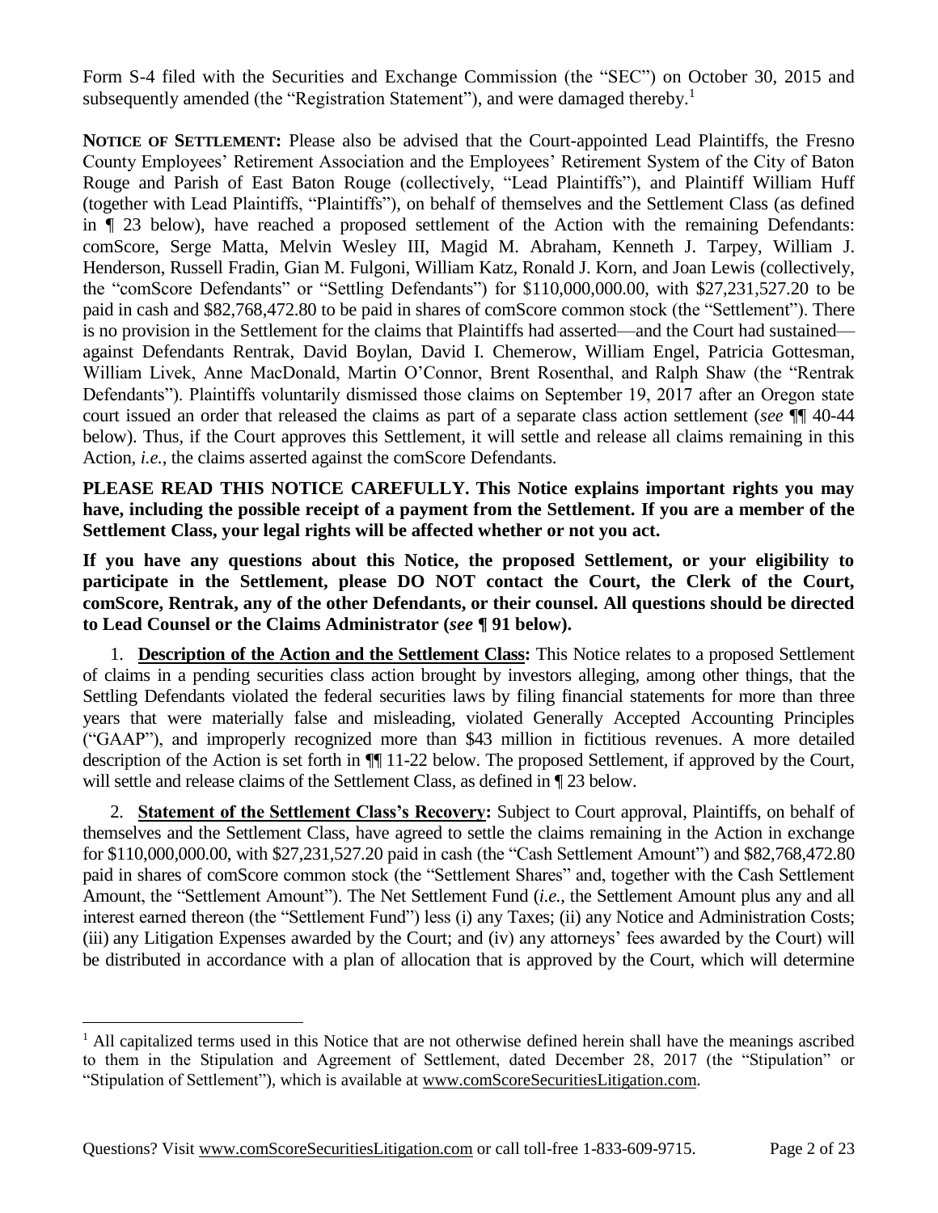Form S-4 filed with the Securities and Exchange Commission (the "SEC") on October 30, 2015 and subsequently amended (the "Registration Statement"), and were damaged thereby.[1]

**NOTICE OF SETTLEMENT:** Please also be advised that the Court-appointed Lead Plaintiffs, the Fresno County Employees' Retirement Association and the Employees' Retirement System of the City of Baton Rouge and Parish of East Baton Rouge (collectively, "Lead Plaintiffs"), and Plaintiff William Huff (together with Lead Plaintiffs, "Plaintiffs"), on behalf of themselves and the Settlement Class (as defined in ¶ 23 below), have reached a proposed settlement of the Action with the remaining Defendants: comScore, Serge Matta, Melvin Wesley III, Magid M. Abraham, Kenneth J. Tarpey, William J. Henderson, Russell Fradin, Gian M. Fulgoni, William Katz, Ronald J. Korn, and Joan Lewis (collectively, the "comScore Defendants" or "Settling Defendants") for \$110,000,000.00, with \$27,231,527.20 to be paid in cash and \$82,768,472.80 to be paid in shares of comScore common stock (the "Settlement"). There is no provision in the Settlement for the claims that Plaintiffs had asserted—and the Court had sustained—against Defendants Rentrak, David Boylan, David I. Chemerow, William Engel, Patricia Gottesman, William Livek, Anne MacDonald, Martin O'Connor, Brent Rosenthal, and Ralph Shaw (the "Rentrak Defendants"). Plaintiffs voluntarily dismissed those claims on September 19, 2017 after an Oregon state court issued an order that released the claims as part of a separate class action settlement (*see* ¶¶ 40-44 below). Thus, if the Court approves this Settlement, it will settle and release all claims remaining in this Action, *i.e.*, the claims asserted against the comScore Defendants.

**PLEASE READ THIS NOTICE CAREFULLY. This Notice explains important rights you may have, including the possible receipt of a payment from the Settlement. If you are a member of the Settlement Class, your legal rights will be affected whether or not you act.**

**If you have any questions about this Notice, the proposed Settlement, or your eligibility to participate in the Settlement, please DO NOT contact the Court, the Clerk of the Court, comScore, Rentrak, any of the other Defendants, or their counsel. All questions should be directed to Lead Counsel or the Claims Administrator (*see* ¶ 91 below).**

1. **Description of the Action and the Settlement Class:** This Notice relates to a proposed Settlement of claims in a pending securities class action brought by investors alleging, among other things, that the Settling Defendants violated the federal securities laws by filing financial statements for more than three years that were materially false and misleading, violated Generally Accepted Accounting Principles ("GAAP"), and improperly recognized more than \$43 million in fictitious revenues. A more detailed description of the Action is set forth in ¶¶ 11-22 below. The proposed Settlement, if approved by the Court, will settle and release claims of the Settlement Class, as defined in ¶ 23 below.

2. **Statement of the Settlement Class's Recovery:** Subject to Court approval, Plaintiffs, on behalf of themselves and the Settlement Class, have agreed to settle the claims remaining in the Action in exchange for \$110,000,000.00, with \$27,231,527.20 paid in cash (the "Cash Settlement Amount") and \$82,768,472.80 paid in shares of comScore common stock (the "Settlement Shares" and, together with the Cash Settlement Amount, the "Settlement Amount"). The Net Settlement Fund (*i.e.*, the Settlement Amount plus any and all interest earned thereon (the "Settlement Fund") less (i) any Taxes; (ii) any Notice and Administration Costs; (iii) any Litigation Expenses awarded by the Court; and (iv) any attorneys' fees awarded by the Court) will be distributed in accordance with a plan of allocation that is approved by the Court, which will determine

[1] All capitalized terms used in this Notice that are not otherwise defined herein shall have the meanings ascribed to them in the Stipulation and Agreement of Settlement, dated December 28, 2017 (the "Stipulation" or "Stipulation of Settlement"), which is available at www.comScoreSecuritiesLitigation.com.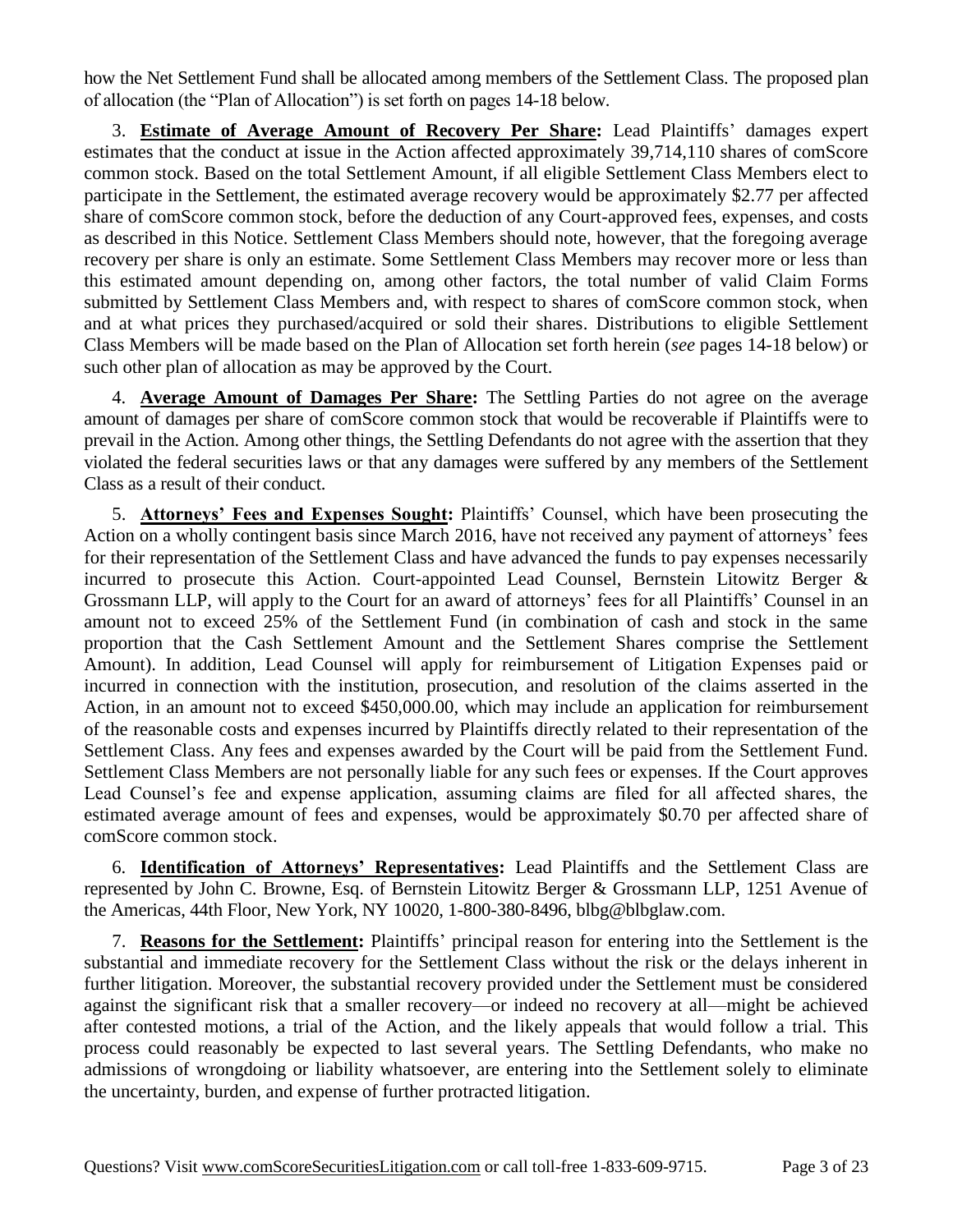how the Net Settlement Fund shall be allocated among members of the Settlement Class. The proposed plan of allocation (the "Plan of Allocation") is set forth on pages 14-18 below.

3. **Estimate of Average Amount of Recovery Per Share:** Lead Plaintiffs' damages expert estimates that the conduct at issue in the Action affected approximately 39,714,110 shares of comScore common stock. Based on the total Settlement Amount, if all eligible Settlement Class Members elect to participate in the Settlement, the estimated average recovery would be approximately $2.77 per affected share of comScore common stock, before the deduction of any Court-approved fees, expenses, and costs as described in this Notice. Settlement Class Members should note, however, that the foregoing average recovery per share is only an estimate. Some Settlement Class Members may recover more or less than this estimated amount depending on, among other factors, the total number of valid Claim Forms submitted by Settlement Class Members and, with respect to shares of comScore common stock, when and at what prices they purchased/acquired or sold their shares. Distributions to eligible Settlement Class Members will be made based on the Plan of Allocation set forth herein (*see* pages 14-18 below) or such other plan of allocation as may be approved by the Court.

4. **Average Amount of Damages Per Share:** The Settling Parties do not agree on the average amount of damages per share of comScore common stock that would be recoverable if Plaintiffs were to prevail in the Action. Among other things, the Settling Defendants do not agree with the assertion that they violated the federal securities laws or that any damages were suffered by any members of the Settlement Class as a result of their conduct.

5. **Attorneys' Fees and Expenses Sought:** Plaintiffs' Counsel, which have been prosecuting the Action on a wholly contingent basis since March 2016, have not received any payment of attorneys' fees for their representation of the Settlement Class and have advanced the funds to pay expenses necessarily incurred to prosecute this Action. Court-appointed Lead Counsel, Bernstein Litowitz Berger & Grossmann LLP, will apply to the Court for an award of attorneys' fees for all Plaintiffs' Counsel in an amount not to exceed 25% of the Settlement Fund (in combination of cash and stock in the same proportion that the Cash Settlement Amount and the Settlement Shares comprise the Settlement Amount). In addition, Lead Counsel will apply for reimbursement of Litigation Expenses paid or incurred in connection with the institution, prosecution, and resolution of the claims asserted in the Action, in an amount not to exceed $450,000.00, which may include an application for reimbursement of the reasonable costs and expenses incurred by Plaintiffs directly related to their representation of the Settlement Class. Any fees and expenses awarded by the Court will be paid from the Settlement Fund. Settlement Class Members are not personally liable for any such fees or expenses. If the Court approves Lead Counsel's fee and expense application, assuming claims are filed for all affected shares, the estimated average amount of fees and expenses, would be approximately $0.70 per affected share of comScore common stock.

6. **Identification of Attorneys' Representatives:** Lead Plaintiffs and the Settlement Class are represented by John C. Browne, Esq. of Bernstein Litowitz Berger & Grossmann LLP, 1251 Avenue of the Americas, 44th Floor, New York, NY 10020, 1-800-380-8496, blbg@blbglaw.com.

7. **Reasons for the Settlement:** Plaintiffs' principal reason for entering into the Settlement is the substantial and immediate recovery for the Settlement Class without the risk or the delays inherent in further litigation. Moreover, the substantial recovery provided under the Settlement must be considered against the significant risk that a smaller recovery—or indeed no recovery at all—might be achieved after contested motions, a trial of the Action, and the likely appeals that would follow a trial. This process could reasonably be expected to last several years. The Settling Defendants, who make no admissions of wrongdoing or liability whatsoever, are entering into the Settlement solely to eliminate the uncertainty, burden, and expense of further protracted litigation.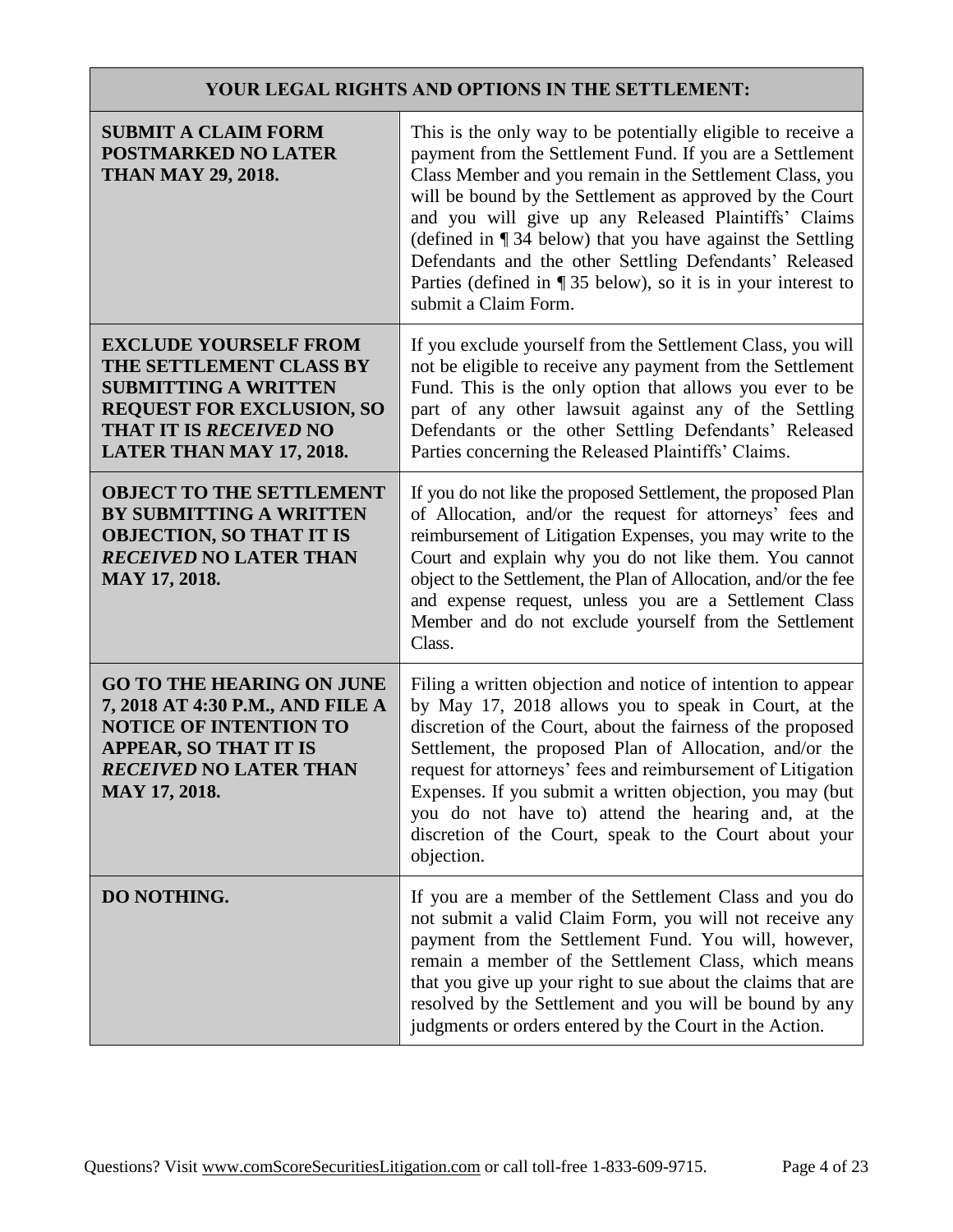| YOUR LEGAL RIGHTS AND OPTIONS IN THE SETTLEMENT: | |
|---|---|
| **SUBMIT A CLAIM FORM POSTMARKED NO LATER THAN MAY 29, 2018.** | This is the only way to be potentially eligible to receive a payment from the Settlement Fund. If you are a Settlement Class Member and you remain in the Settlement Class, you will be bound by the Settlement as approved by the Court and you will give up any Released Plaintiffs' Claims (defined in ¶ 34 below) that you have against the Settling Defendants and the other Settling Defendants' Released Parties (defined in ¶ 35 below), so it is in your interest to submit a Claim Form. |
| **EXCLUDE YOURSELF FROM THE SETTLEMENT CLASS BY SUBMITTING A WRITTEN REQUEST FOR EXCLUSION, SO THAT IT IS *RECEIVED* NO LATER THAN MAY 17, 2018.** | If you exclude yourself from the Settlement Class, you will not be eligible to receive any payment from the Settlement Fund. This is the only option that allows you ever to be part of any other lawsuit against any of the Settling Defendants or the other Settling Defendants' Released Parties concerning the Released Plaintiffs' Claims. |
| **OBJECT TO THE SETTLEMENT BY SUBMITTING A WRITTEN OBJECTION, SO THAT IT IS *RECEIVED* NO LATER THAN MAY 17, 2018.** | If you do not like the proposed Settlement, the proposed Plan of Allocation, and/or the request for attorneys' fees and reimbursement of Litigation Expenses, you may write to the Court and explain why you do not like them. You cannot object to the Settlement, the Plan of Allocation, and/or the fee and expense request, unless you are a Settlement Class Member and do not exclude yourself from the Settlement Class. |
| **GO TO THE HEARING ON JUNE 7, 2018 AT 4:30 P.M., AND FILE A NOTICE OF INTENTION TO APPEAR, SO THAT IT IS *RECEIVED* NO LATER THAN MAY 17, 2018.** | Filing a written objection and notice of intention to appear by May 17, 2018 allows you to speak in Court, at the discretion of the Court, about the fairness of the proposed Settlement, the proposed Plan of Allocation, and/or the request for attorneys' fees and reimbursement of Litigation Expenses. If you submit a written objection, you may (but you do not have to) attend the hearing and, at the discretion of the Court, speak to the Court about your objection. |
| **DO NOTHING.** | If you are a member of the Settlement Class and you do not submit a valid Claim Form, you will not receive any payment from the Settlement Fund. You will, however, remain a member of the Settlement Class, which means that you give up your right to sue about the claims that are resolved by the Settlement and you will be bound by any judgments or orders entered by the Court in the Action. |

Questions? Visit www.comScoreSecuritiesLitigation.com or call toll-free 1-833-609-9715.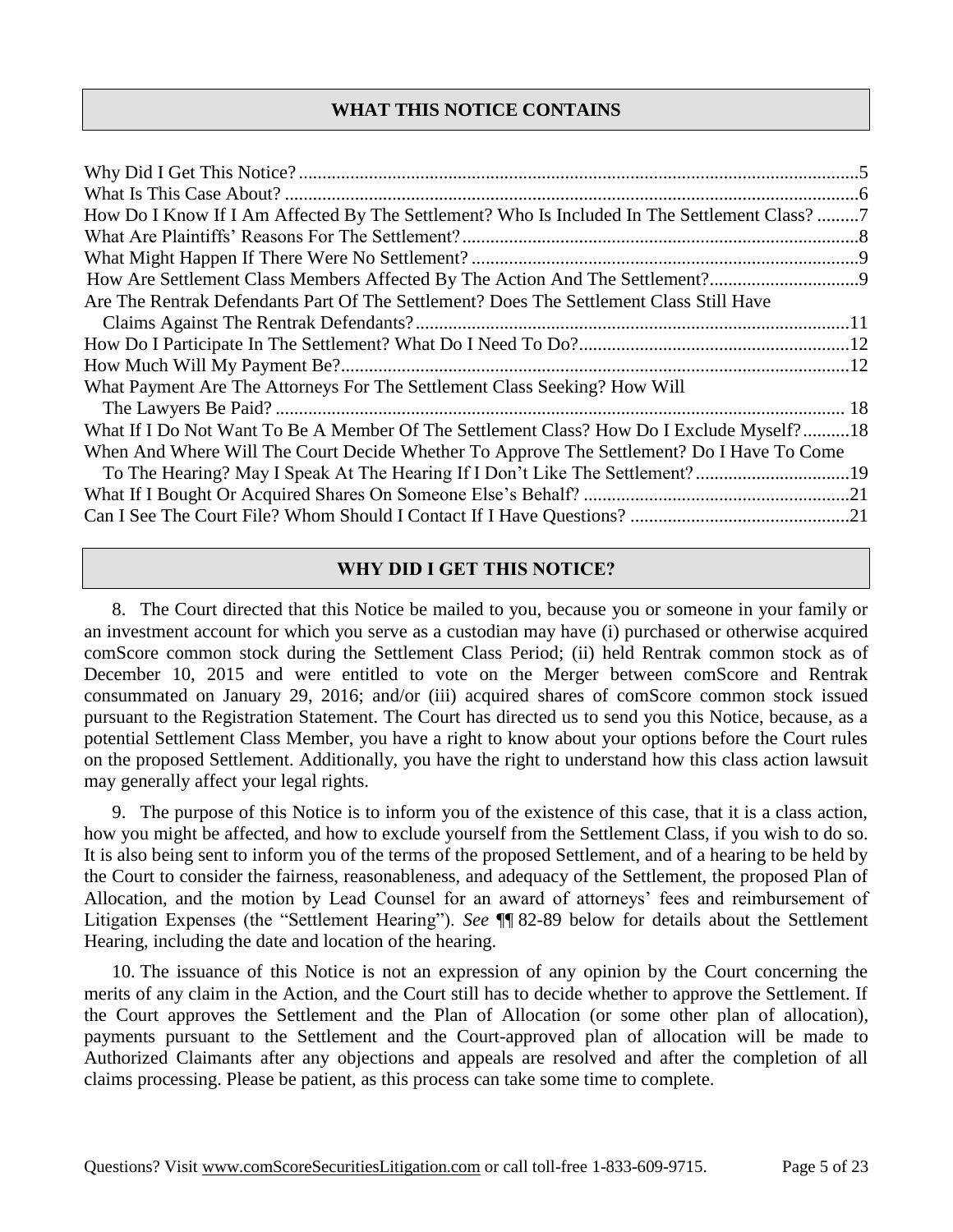## WHAT THIS NOTICE CONTAINS

| | |
|---|---|
| Why Did I Get This Notice? | 5 |
| What Is This Case About? | 6 |
| How Do I Know If I Am Affected By The Settlement? Who Is Included In The Settlement Class? | 7 |
| What Are Plaintiffs' Reasons For The Settlement? | 8 |
| What Might Happen If There Were No Settlement? | 9 |
| How Are Settlement Class Members Affected By The Action And The Settlement? | 9 |
| Are The Rentrak Defendants Part Of The Settlement? Does The Settlement Class Still Have Claims Against The Rentrak Defendants? | 11 |
| How Do I Participate In The Settlement? What Do I Need To Do? | 12 |
| How Much Will My Payment Be? | 12 |
| What Payment Are The Attorneys For The Settlement Class Seeking? How Will The Lawyers Be Paid? | 18 |
| What If I Do Not Want To Be A Member Of The Settlement Class? How Do I Exclude Myself? | 18 |
| When And Where Will The Court Decide Whether To Approve The Settlement? Do I Have To Come To The Hearing? May I Speak At The Hearing If I Don't Like The Settlement? | 19 |
| What If I Bought Or Acquired Shares On Someone Else's Behalf? | 21 |
| Can I See The Court File? Whom Should I Contact If I Have Questions? | 21 |

## WHY DID I GET THIS NOTICE?

8. The Court directed that this Notice be mailed to you, because you or someone in your family or an investment account for which you serve as a custodian may have (i) purchased or otherwise acquired comScore common stock during the Settlement Class Period; (ii) held Rentrak common stock as of December 10, 2015 and were entitled to vote on the Merger between comScore and Rentrak consummated on January 29, 2016; and/or (iii) acquired shares of comScore common stock issued pursuant to the Registration Statement. The Court has directed us to send you this Notice, because, as a potential Settlement Class Member, you have a right to know about your options before the Court rules on the proposed Settlement. Additionally, you have the right to understand how this class action lawsuit may generally affect your legal rights.

9. The purpose of this Notice is to inform you of the existence of this case, that it is a class action, how you might be affected, and how to exclude yourself from the Settlement Class, if you wish to do so. It is also being sent to inform you of the terms of the proposed Settlement, and of a hearing to be held by the Court to consider the fairness, reasonableness, and adequacy of the Settlement, the proposed Plan of Allocation, and the motion by Lead Counsel for an award of attorneys' fees and reimbursement of Litigation Expenses (the "Settlement Hearing"). *See* ¶¶ 82-89 below for details about the Settlement Hearing, including the date and location of the hearing.

10. The issuance of this Notice is not an expression of any opinion by the Court concerning the merits of any claim in the Action, and the Court still has to decide whether to approve the Settlement. If the Court approves the Settlement and the Plan of Allocation (or some other plan of allocation), payments pursuant to the Settlement and the Court-approved plan of allocation will be made to Authorized Claimants after any objections and appeals are resolved and after the completion of all claims processing. Please be patient, as this process can take some time to complete.

Questions? Visit www.comScoreSecuritiesLitigation.com or call toll-free 1-833-609-9715.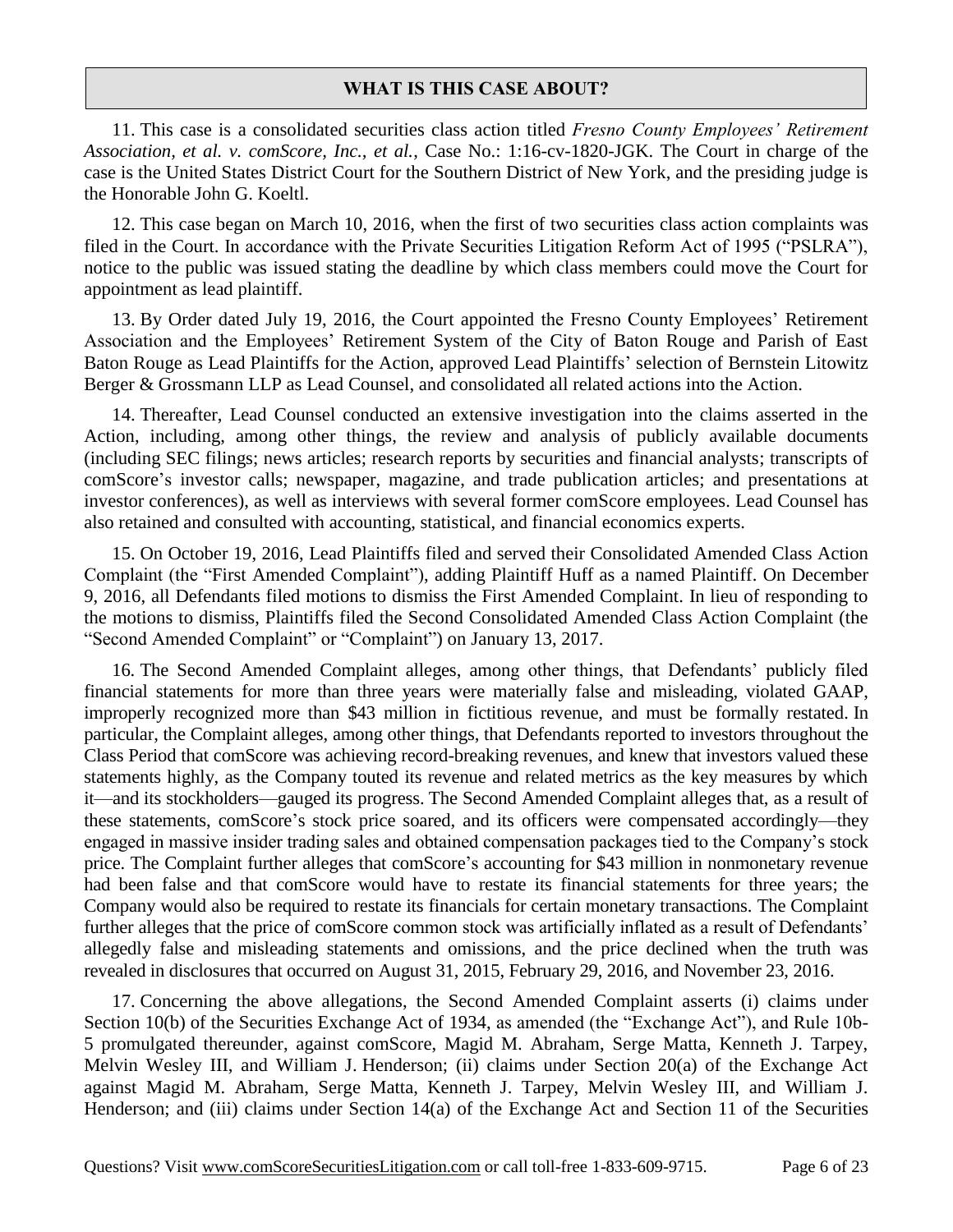## WHAT IS THIS CASE ABOUT?

11. This case is a consolidated securities class action titled *Fresno County Employees' Retirement Association, et al. v. comScore, Inc., et al.*, Case No.: 1:16-cv-1820-JGK. The Court in charge of the case is the United States District Court for the Southern District of New York, and the presiding judge is the Honorable John G. Koeltl.

12. This case began on March 10, 2016, when the first of two securities class action complaints was filed in the Court. In accordance with the Private Securities Litigation Reform Act of 1995 ("PSLRA"), notice to the public was issued stating the deadline by which class members could move the Court for appointment as lead plaintiff.

13. By Order dated July 19, 2016, the Court appointed the Fresno County Employees' Retirement Association and the Employees' Retirement System of the City of Baton Rouge and Parish of East Baton Rouge as Lead Plaintiffs for the Action, approved Lead Plaintiffs' selection of Bernstein Litowitz Berger & Grossmann LLP as Lead Counsel, and consolidated all related actions into the Action.

14. Thereafter, Lead Counsel conducted an extensive investigation into the claims asserted in the Action, including, among other things, the review and analysis of publicly available documents (including SEC filings; news articles; research reports by securities and financial analysts; transcripts of comScore's investor calls; newspaper, magazine, and trade publication articles; and presentations at investor conferences), as well as interviews with several former comScore employees. Lead Counsel has also retained and consulted with accounting, statistical, and financial economics experts.

15. On October 19, 2016, Lead Plaintiffs filed and served their Consolidated Amended Class Action Complaint (the "First Amended Complaint"), adding Plaintiff Huff as a named Plaintiff. On December 9, 2016, all Defendants filed motions to dismiss the First Amended Complaint. In lieu of responding to the motions to dismiss, Plaintiffs filed the Second Consolidated Amended Class Action Complaint (the "Second Amended Complaint" or "Complaint") on January 13, 2017.

16. The Second Amended Complaint alleges, among other things, that Defendants' publicly filed financial statements for more than three years were materially false and misleading, violated GAAP, improperly recognized more than $43 million in fictitious revenue, and must be formally restated. In particular, the Complaint alleges, among other things, that Defendants reported to investors throughout the Class Period that comScore was achieving record-breaking revenues, and knew that investors valued these statements highly, as the Company touted its revenue and related metrics as the key measures by which it—and its stockholders—gauged its progress. The Second Amended Complaint alleges that, as a result of these statements, comScore's stock price soared, and its officers were compensated accordingly—they engaged in massive insider trading sales and obtained compensation packages tied to the Company's stock price. The Complaint further alleges that comScore's accounting for $43 million in nonmonetary revenue had been false and that comScore would have to restate its financial statements for three years; the Company would also be required to restate its financials for certain monetary transactions. The Complaint further alleges that the price of comScore common stock was artificially inflated as a result of Defendants' allegedly false and misleading statements and omissions, and the price declined when the truth was revealed in disclosures that occurred on August 31, 2015, February 29, 2016, and November 23, 2016.

17. Concerning the above allegations, the Second Amended Complaint asserts (i) claims under Section 10(b) of the Securities Exchange Act of 1934, as amended (the "Exchange Act"), and Rule 10b-5 promulgated thereunder, against comScore, Magid M. Abraham, Serge Matta, Kenneth J. Tarpey, Melvin Wesley III, and William J. Henderson; (ii) claims under Section 20(a) of the Exchange Act against Magid M. Abraham, Serge Matta, Kenneth J. Tarpey, Melvin Wesley III, and William J. Henderson; and (iii) claims under Section 14(a) of the Exchange Act and Section 11 of the Securities

Questions? Visit www.comScoreSecuritiesLitigation.com or call toll-free 1-833-609-9715.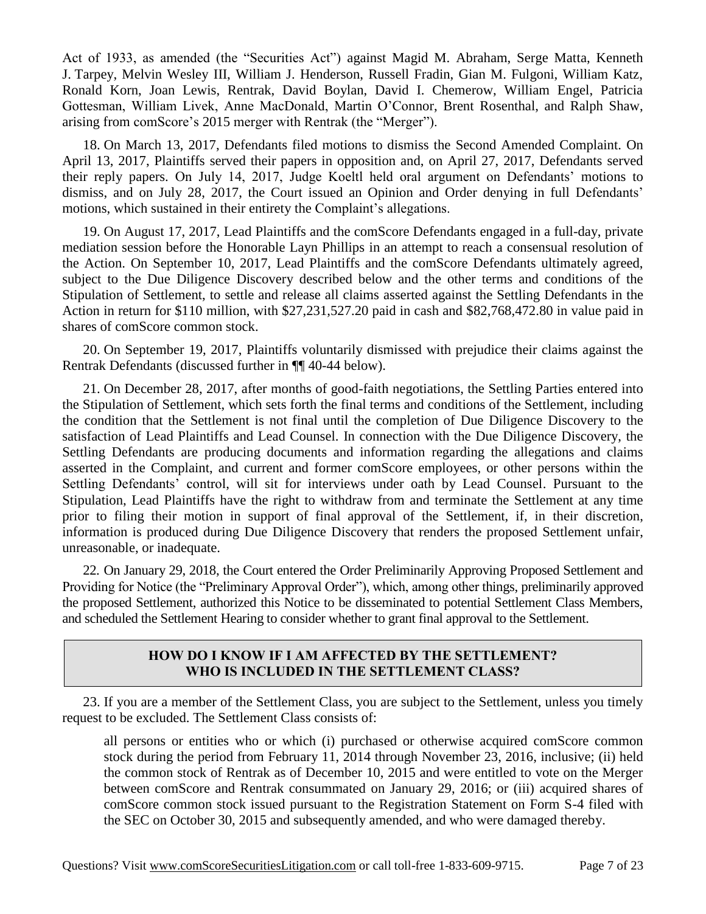Act of 1933, as amended (the "Securities Act") against Magid M. Abraham, Serge Matta, Kenneth J. Tarpey, Melvin Wesley III, William J. Henderson, Russell Fradin, Gian M. Fulgoni, William Katz, Ronald Korn, Joan Lewis, Rentrak, David Boylan, David I. Chemerow, William Engel, Patricia Gottesman, William Livek, Anne MacDonald, Martin O'Connor, Brent Rosenthal, and Ralph Shaw, arising from comScore's 2015 merger with Rentrak (the "Merger").

18. On March 13, 2017, Defendants filed motions to dismiss the Second Amended Complaint. On April 13, 2017, Plaintiffs served their papers in opposition and, on April 27, 2017, Defendants served their reply papers. On July 14, 2017, Judge Koeltl held oral argument on Defendants' motions to dismiss, and on July 28, 2017, the Court issued an Opinion and Order denying in full Defendants' motions, which sustained in their entirety the Complaint's allegations.

19. On August 17, 2017, Lead Plaintiffs and the comScore Defendants engaged in a full-day, private mediation session before the Honorable Layn Phillips in an attempt to reach a consensual resolution of the Action. On September 10, 2017, Lead Plaintiffs and the comScore Defendants ultimately agreed, subject to the Due Diligence Discovery described below and the other terms and conditions of the Stipulation of Settlement, to settle and release all claims asserted against the Settling Defendants in the Action in return for $110 million, with $27,231,527.20 paid in cash and $82,768,472.80 in value paid in shares of comScore common stock.

20. On September 19, 2017, Plaintiffs voluntarily dismissed with prejudice their claims against the Rentrak Defendants (discussed further in ¶¶ 40-44 below).

21. On December 28, 2017, after months of good-faith negotiations, the Settling Parties entered into the Stipulation of Settlement, which sets forth the final terms and conditions of the Settlement, including the condition that the Settlement is not final until the completion of Due Diligence Discovery to the satisfaction of Lead Plaintiffs and Lead Counsel. In connection with the Due Diligence Discovery, the Settling Defendants are producing documents and information regarding the allegations and claims asserted in the Complaint, and current and former comScore employees, or other persons within the Settling Defendants' control, will sit for interviews under oath by Lead Counsel. Pursuant to the Stipulation, Lead Plaintiffs have the right to withdraw from and terminate the Settlement at any time prior to filing their motion in support of final approval of the Settlement, if, in their discretion, information is produced during Due Diligence Discovery that renders the proposed Settlement unfair, unreasonable, or inadequate.

22. On January 29, 2018, the Court entered the Order Preliminarily Approving Proposed Settlement and Providing for Notice (the "Preliminary Approval Order"), which, among other things, preliminarily approved the proposed Settlement, authorized this Notice to be disseminated to potential Settlement Class Members, and scheduled the Settlement Hearing to consider whether to grant final approval to the Settlement.

## HOW DO I KNOW IF I AM AFFECTED BY THE SETTLEMENT? WHO IS INCLUDED IN THE SETTLEMENT CLASS?

23. If you are a member of the Settlement Class, you are subject to the Settlement, unless you timely request to be excluded. The Settlement Class consists of:

> all persons or entities who or which (i) purchased or otherwise acquired comScore common stock during the period from February 11, 2014 through November 23, 2016, inclusive; (ii) held the common stock of Rentrak as of December 10, 2015 and were entitled to vote on the Merger between comScore and Rentrak consummated on January 29, 2016; or (iii) acquired shares of comScore common stock issued pursuant to the Registration Statement on Form S-4 filed with the SEC on October 30, 2015 and subsequently amended, and who were damaged thereby.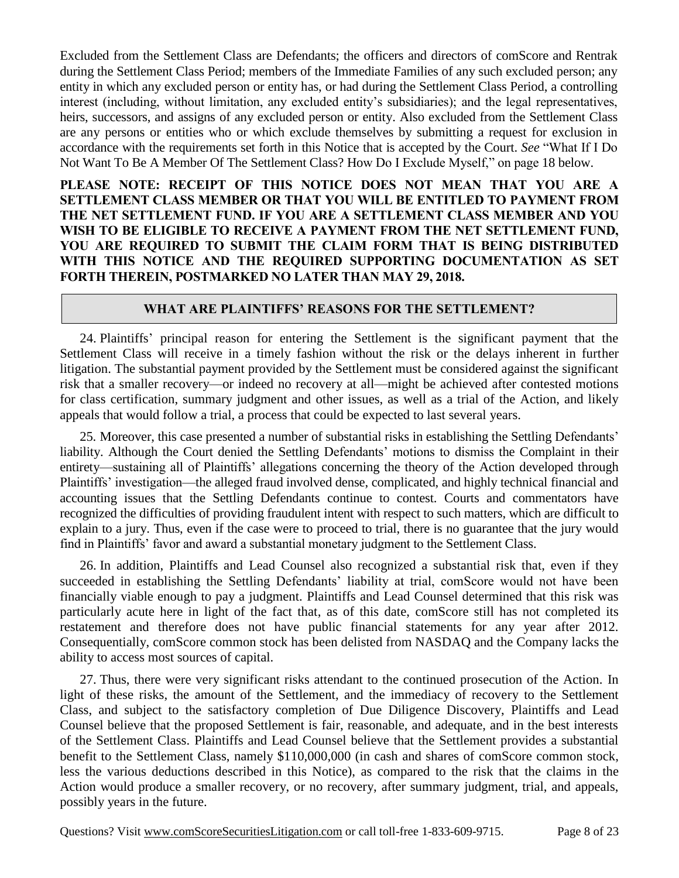Excluded from the Settlement Class are Defendants; the officers and directors of comScore and Rentrak during the Settlement Class Period; members of the Immediate Families of any such excluded person; any entity in which any excluded person or entity has, or had during the Settlement Class Period, a controlling interest (including, without limitation, any excluded entity's subsidiaries); and the legal representatives, heirs, successors, and assigns of any excluded person or entity. Also excluded from the Settlement Class are any persons or entities who or which exclude themselves by submitting a request for exclusion in accordance with the requirements set forth in this Notice that is accepted by the Court. *See* "What If I Do Not Want To Be A Member Of The Settlement Class? How Do I Exclude Myself," on page 18 below.

**PLEASE NOTE: RECEIPT OF THIS NOTICE DOES NOT MEAN THAT YOU ARE A SETTLEMENT CLASS MEMBER OR THAT YOU WILL BE ENTITLED TO PAYMENT FROM THE NET SETTLEMENT FUND. IF YOU ARE A SETTLEMENT CLASS MEMBER AND YOU WISH TO BE ELIGIBLE TO RECEIVE A PAYMENT FROM THE NET SETTLEMENT FUND, YOU ARE REQUIRED TO SUBMIT THE CLAIM FORM THAT IS BEING DISTRIBUTED WITH THIS NOTICE AND THE REQUIRED SUPPORTING DOCUMENTATION AS SET FORTH THEREIN, POSTMARKED NO LATER THAN MAY 29, 2018.**

## WHAT ARE PLAINTIFFS' REASONS FOR THE SETTLEMENT?

24. Plaintiffs' principal reason for entering the Settlement is the significant payment that the Settlement Class will receive in a timely fashion without the risk or the delays inherent in further litigation. The substantial payment provided by the Settlement must be considered against the significant risk that a smaller recovery—or indeed no recovery at all—might be achieved after contested motions for class certification, summary judgment and other issues, as well as a trial of the Action, and likely appeals that would follow a trial, a process that could be expected to last several years.

25. Moreover, this case presented a number of substantial risks in establishing the Settling Defendants' liability. Although the Court denied the Settling Defendants' motions to dismiss the Complaint in their entirety—sustaining all of Plaintiffs' allegations concerning the theory of the Action developed through Plaintiffs' investigation—the alleged fraud involved dense, complicated, and highly technical financial and accounting issues that the Settling Defendants continue to contest. Courts and commentators have recognized the difficulties of providing fraudulent intent with respect to such matters, which are difficult to explain to a jury. Thus, even if the case were to proceed to trial, there is no guarantee that the jury would find in Plaintiffs' favor and award a substantial monetary judgment to the Settlement Class.

26. In addition, Plaintiffs and Lead Counsel also recognized a substantial risk that, even if they succeeded in establishing the Settling Defendants' liability at trial, comScore would not have been financially viable enough to pay a judgment. Plaintiffs and Lead Counsel determined that this risk was particularly acute here in light of the fact that, as of this date, comScore still has not completed its restatement and therefore does not have public financial statements for any year after 2012. Consequentially, comScore common stock has been delisted from NASDAQ and the Company lacks the ability to access most sources of capital.

27. Thus, there were very significant risks attendant to the continued prosecution of the Action. In light of these risks, the amount of the Settlement, and the immediacy of recovery to the Settlement Class, and subject to the satisfactory completion of Due Diligence Discovery, Plaintiffs and Lead Counsel believe that the proposed Settlement is fair, reasonable, and adequate, and in the best interests of the Settlement Class. Plaintiffs and Lead Counsel believe that the Settlement provides a substantial benefit to the Settlement Class, namely $110,000,000 (in cash and shares of comScore common stock, less the various deductions described in this Notice), as compared to the risk that the claims in the Action would produce a smaller recovery, or no recovery, after summary judgment, trial, and appeals, possibly years in the future.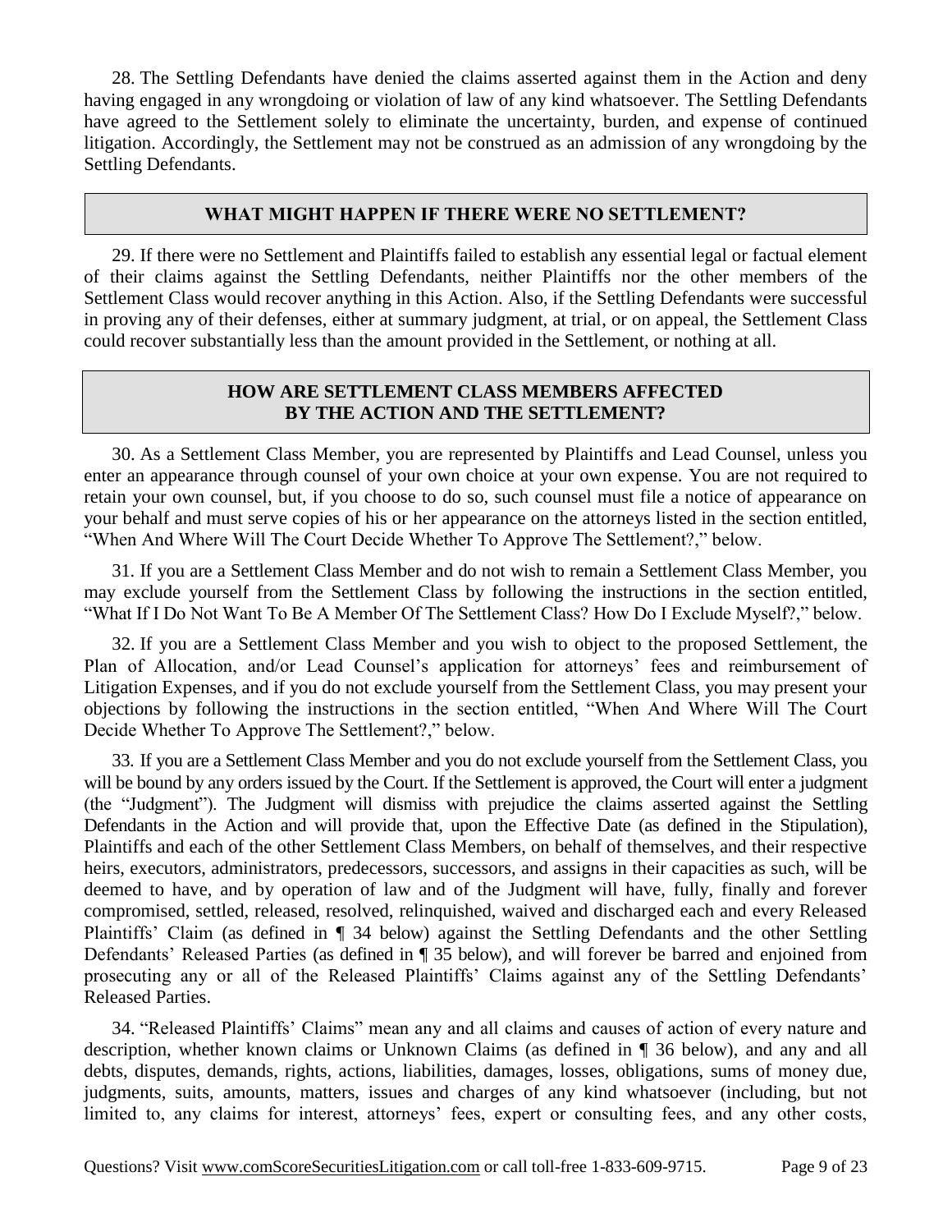28. The Settling Defendants have denied the claims asserted against them in the Action and deny having engaged in any wrongdoing or violation of law of any kind whatsoever. The Settling Defendants have agreed to the Settlement solely to eliminate the uncertainty, burden, and expense of continued litigation. Accordingly, the Settlement may not be construed as an admission of any wrongdoing by the Settling Defendants.

## WHAT MIGHT HAPPEN IF THERE WERE NO SETTLEMENT?

29. If there were no Settlement and Plaintiffs failed to establish any essential legal or factual element of their claims against the Settling Defendants, neither Plaintiffs nor the other members of the Settlement Class would recover anything in this Action. Also, if the Settling Defendants were successful in proving any of their defenses, either at summary judgment, at trial, or on appeal, the Settlement Class could recover substantially less than the amount provided in the Settlement, or nothing at all.

## HOW ARE SETTLEMENT CLASS MEMBERS AFFECTED BY THE ACTION AND THE SETTLEMENT?

30. As a Settlement Class Member, you are represented by Plaintiffs and Lead Counsel, unless you enter an appearance through counsel of your own choice at your own expense. You are not required to retain your own counsel, but, if you choose to do so, such counsel must file a notice of appearance on your behalf and must serve copies of his or her appearance on the attorneys listed in the section entitled, "When And Where Will The Court Decide Whether To Approve The Settlement?," below.

31. If you are a Settlement Class Member and do not wish to remain a Settlement Class Member, you may exclude yourself from the Settlement Class by following the instructions in the section entitled, "What If I Do Not Want To Be A Member Of The Settlement Class? How Do I Exclude Myself?," below.

32. If you are a Settlement Class Member and you wish to object to the proposed Settlement, the Plan of Allocation, and/or Lead Counsel's application for attorneys' fees and reimbursement of Litigation Expenses, and if you do not exclude yourself from the Settlement Class, you may present your objections by following the instructions in the section entitled, "When And Where Will The Court Decide Whether To Approve The Settlement?," below.

33. If you are a Settlement Class Member and you do not exclude yourself from the Settlement Class, you will be bound by any orders issued by the Court. If the Settlement is approved, the Court will enter a judgment (the "Judgment"). The Judgment will dismiss with prejudice the claims asserted against the Settling Defendants in the Action and will provide that, upon the Effective Date (as defined in the Stipulation), Plaintiffs and each of the other Settlement Class Members, on behalf of themselves, and their respective heirs, executors, administrators, predecessors, successors, and assigns in their capacities as such, will be deemed to have, and by operation of law and of the Judgment will have, fully, finally and forever compromised, settled, released, resolved, relinquished, waived and discharged each and every Released Plaintiffs' Claim (as defined in ¶ 34 below) against the Settling Defendants and the other Settling Defendants' Released Parties (as defined in ¶ 35 below), and will forever be barred and enjoined from prosecuting any or all of the Released Plaintiffs' Claims against any of the Settling Defendants' Released Parties.

34. "Released Plaintiffs' Claims" mean any and all claims and causes of action of every nature and description, whether known claims or Unknown Claims (as defined in ¶ 36 below), and any and all debts, disputes, demands, rights, actions, liabilities, damages, losses, obligations, sums of money due, judgments, suits, amounts, matters, issues and charges of any kind whatsoever (including, but not limited to, any claims for interest, attorneys' fees, expert or consulting fees, and any other costs,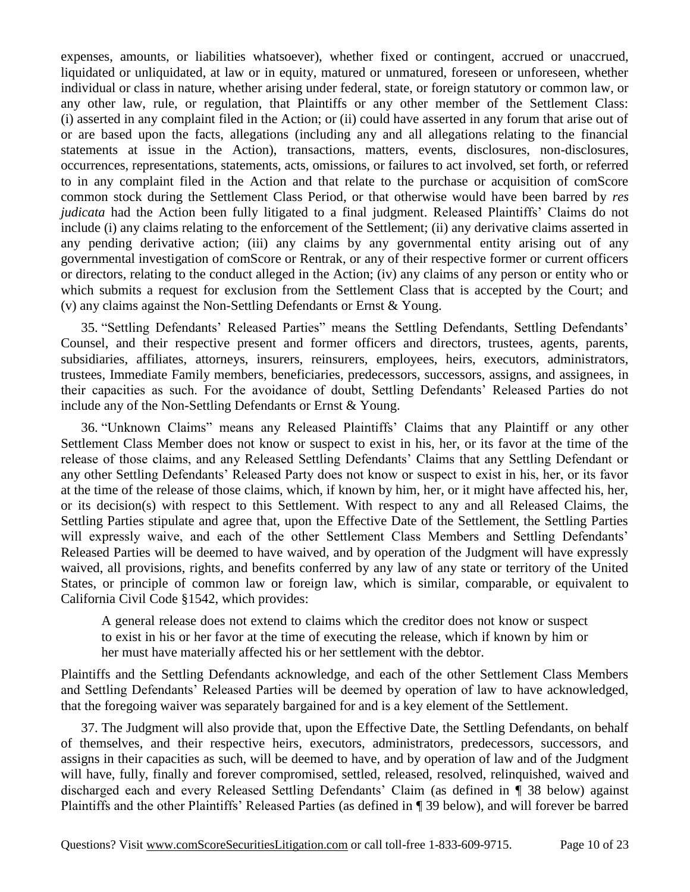expenses, amounts, or liabilities whatsoever), whether fixed or contingent, accrued or unaccrued, liquidated or unliquidated, at law or in equity, matured or unmatured, foreseen or unforeseen, whether individual or class in nature, whether arising under federal, state, or foreign statutory or common law, or any other law, rule, or regulation, that Plaintiffs or any other member of the Settlement Class: (i) asserted in any complaint filed in the Action; or (ii) could have asserted in any forum that arise out of or are based upon the facts, allegations (including any and all allegations relating to the financial statements at issue in the Action), transactions, matters, events, disclosures, non-disclosures, occurrences, representations, statements, acts, omissions, or failures to act involved, set forth, or referred to in any complaint filed in the Action and that relate to the purchase or acquisition of comScore common stock during the Settlement Class Period, or that otherwise would have been barred by *res judicata* had the Action been fully litigated to a final judgment. Released Plaintiffs' Claims do not include (i) any claims relating to the enforcement of the Settlement; (ii) any derivative claims asserted in any pending derivative action; (iii) any claims by any governmental entity arising out of any governmental investigation of comScore or Rentrak, or any of their respective former or current officers or directors, relating to the conduct alleged in the Action; (iv) any claims of any person or entity who or which submits a request for exclusion from the Settlement Class that is accepted by the Court; and (v) any claims against the Non-Settling Defendants or Ernst & Young.

35. "Settling Defendants' Released Parties" means the Settling Defendants, Settling Defendants' Counsel, and their respective present and former officers and directors, trustees, agents, parents, subsidiaries, affiliates, attorneys, insurers, reinsurers, employees, heirs, executors, administrators, trustees, Immediate Family members, beneficiaries, predecessors, successors, assigns, and assignees, in their capacities as such. For the avoidance of doubt, Settling Defendants' Released Parties do not include any of the Non-Settling Defendants or Ernst & Young.

36. "Unknown Claims" means any Released Plaintiffs' Claims that any Plaintiff or any other Settlement Class Member does not know or suspect to exist in his, her, or its favor at the time of the release of those claims, and any Released Settling Defendants' Claims that any Settling Defendant or any other Settling Defendants' Released Party does not know or suspect to exist in his, her, or its favor at the time of the release of those claims, which, if known by him, her, or it might have affected his, her, or its decision(s) with respect to this Settlement. With respect to any and all Released Claims, the Settling Parties stipulate and agree that, upon the Effective Date of the Settlement, the Settling Parties will expressly waive, and each of the other Settlement Class Members and Settling Defendants' Released Parties will be deemed to have waived, and by operation of the Judgment will have expressly waived, all provisions, rights, and benefits conferred by any law of any state or territory of the United States, or principle of common law or foreign law, which is similar, comparable, or equivalent to California Civil Code §1542, which provides:

> A general release does not extend to claims which the creditor does not know or suspect to exist in his or her favor at the time of executing the release, which if known by him or her must have materially affected his or her settlement with the debtor.

Plaintiffs and the Settling Defendants acknowledge, and each of the other Settlement Class Members and Settling Defendants' Released Parties will be deemed by operation of law to have acknowledged, that the foregoing waiver was separately bargained for and is a key element of the Settlement.

37. The Judgment will also provide that, upon the Effective Date, the Settling Defendants, on behalf of themselves, and their respective heirs, executors, administrators, predecessors, successors, and assigns in their capacities as such, will be deemed to have, and by operation of law and of the Judgment will have, fully, finally and forever compromised, settled, released, resolved, relinquished, waived and discharged each and every Released Settling Defendants' Claim (as defined in ¶ 38 below) against Plaintiffs and the other Plaintiffs' Released Parties (as defined in ¶ 39 below), and will forever be barred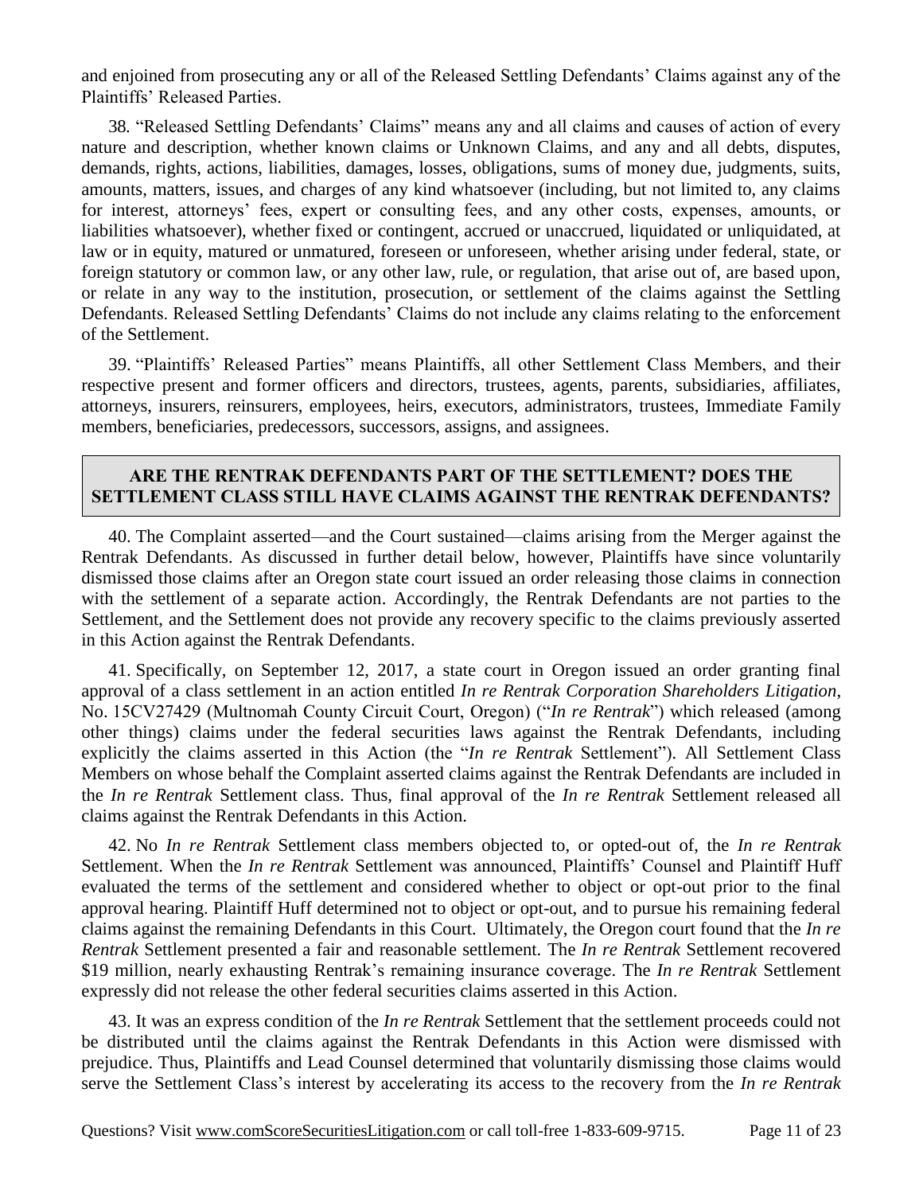and enjoined from prosecuting any or all of the Released Settling Defendants' Claims against any of the Plaintiffs' Released Parties.

38. "Released Settling Defendants' Claims" means any and all claims and causes of action of every nature and description, whether known claims or Unknown Claims, and any and all debts, disputes, demands, rights, actions, liabilities, damages, losses, obligations, sums of money due, judgments, suits, amounts, matters, issues, and charges of any kind whatsoever (including, but not limited to, any claims for interest, attorneys' fees, expert or consulting fees, and any other costs, expenses, amounts, or liabilities whatsoever), whether fixed or contingent, accrued or unaccrued, liquidated or unliquidated, at law or in equity, matured or unmatured, foreseen or unforeseen, whether arising under federal, state, or foreign statutory or common law, or any other law, rule, or regulation, that arise out of, are based upon, or relate in any way to the institution, prosecution, or settlement of the claims against the Settling Defendants. Released Settling Defendants' Claims do not include any claims relating to the enforcement of the Settlement.

39. "Plaintiffs' Released Parties" means Plaintiffs, all other Settlement Class Members, and their respective present and former officers and directors, trustees, agents, parents, subsidiaries, affiliates, attorneys, insurers, reinsurers, employees, heirs, executors, administrators, trustees, Immediate Family members, beneficiaries, predecessors, successors, assigns, and assignees.

## ARE THE RENTRAK DEFENDANTS PART OF THE SETTLEMENT? DOES THE SETTLEMENT CLASS STILL HAVE CLAIMS AGAINST THE RENTRAK DEFENDANTS?

40. The Complaint asserted—and the Court sustained—claims arising from the Merger against the Rentrak Defendants. As discussed in further detail below, however, Plaintiffs have since voluntarily dismissed those claims after an Oregon state court issued an order releasing those claims in connection with the settlement of a separate action. Accordingly, the Rentrak Defendants are not parties to the Settlement, and the Settlement does not provide any recovery specific to the claims previously asserted in this Action against the Rentrak Defendants.

41. Specifically, on September 12, 2017, a state court in Oregon issued an order granting final approval of a class settlement in an action entitled *In re Rentrak Corporation Shareholders Litigation*, No. 15CV27429 (Multnomah County Circuit Court, Oregon) ("*In re Rentrak*") which released (among other things) claims under the federal securities laws against the Rentrak Defendants, including explicitly the claims asserted in this Action (the "*In re Rentrak* Settlement"). All Settlement Class Members on whose behalf the Complaint asserted claims against the Rentrak Defendants are included in the *In re Rentrak* Settlement class. Thus, final approval of the *In re Rentrak* Settlement released all claims against the Rentrak Defendants in this Action.

42. No *In re Rentrak* Settlement class members objected to, or opted-out of, the *In re Rentrak* Settlement. When the *In re Rentrak* Settlement was announced, Plaintiffs' Counsel and Plaintiff Huff evaluated the terms of the settlement and considered whether to object or opt-out prior to the final approval hearing. Plaintiff Huff determined not to object or opt-out, and to pursue his remaining federal claims against the remaining Defendants in this Court. Ultimately, the Oregon court found that the *In re Rentrak* Settlement presented a fair and reasonable settlement. The *In re Rentrak* Settlement recovered \$19 million, nearly exhausting Rentrak's remaining insurance coverage. The *In re Rentrak* Settlement expressly did not release the other federal securities claims asserted in this Action.

43. It was an express condition of the *In re Rentrak* Settlement that the settlement proceeds could not be distributed until the claims against the Rentrak Defendants in this Action were dismissed with prejudice. Thus, Plaintiffs and Lead Counsel determined that voluntarily dismissing those claims would serve the Settlement Class's interest by accelerating its access to the recovery from the *In re Rentrak*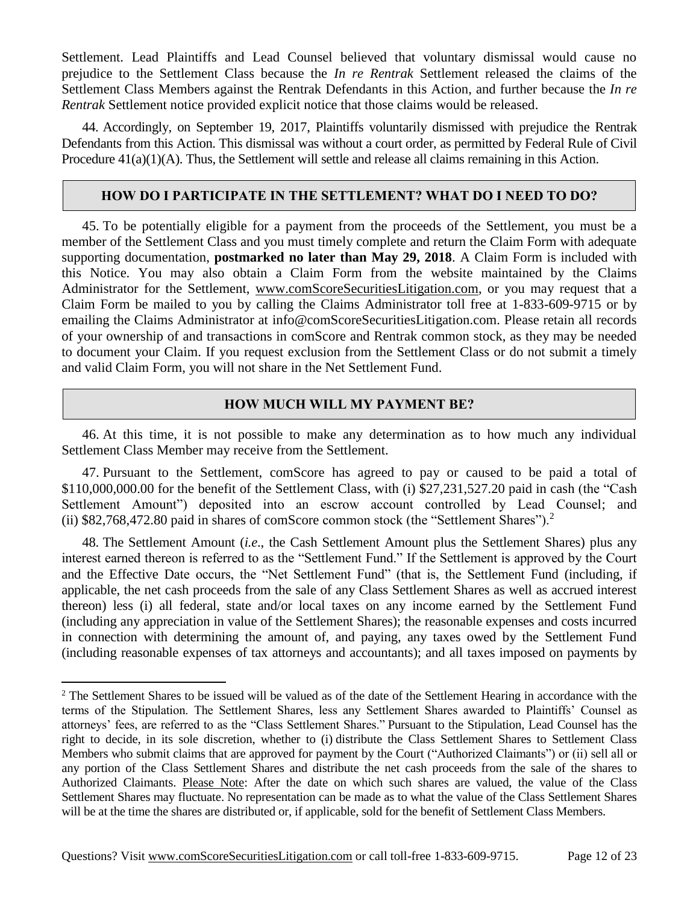Settlement. Lead Plaintiffs and Lead Counsel believed that voluntary dismissal would cause no prejudice to the Settlement Class because the *In re Rentrak* Settlement released the claims of the Settlement Class Members against the Rentrak Defendants in this Action, and further because the *In re Rentrak* Settlement notice provided explicit notice that those claims would be released.

44. Accordingly, on September 19, 2017, Plaintiffs voluntarily dismissed with prejudice the Rentrak Defendants from this Action. This dismissal was without a court order, as permitted by Federal Rule of Civil Procedure 41(a)(1)(A). Thus, the Settlement will settle and release all claims remaining in this Action.

## HOW DO I PARTICIPATE IN THE SETTLEMENT? WHAT DO I NEED TO DO?

45. To be potentially eligible for a payment from the proceeds of the Settlement, you must be a member of the Settlement Class and you must timely complete and return the Claim Form with adequate supporting documentation, **postmarked no later than May 29, 2018**. A Claim Form is included with this Notice. You may also obtain a Claim Form from the website maintained by the Claims Administrator for the Settlement, www.comScoreSecuritiesLitigation.com, or you may request that a Claim Form be mailed to you by calling the Claims Administrator toll free at 1-833-609-9715 or by emailing the Claims Administrator at info@comScoreSecuritiesLitigation.com. Please retain all records of your ownership of and transactions in comScore and Rentrak common stock, as they may be needed to document your Claim. If you request exclusion from the Settlement Class or do not submit a timely and valid Claim Form, you will not share in the Net Settlement Fund.

## HOW MUCH WILL MY PAYMENT BE?

46. At this time, it is not possible to make any determination as to how much any individual Settlement Class Member may receive from the Settlement.

47. Pursuant to the Settlement, comScore has agreed to pay or caused to be paid a total of $110,000,000.00 for the benefit of the Settlement Class, with (i) $27,231,527.20 paid in cash (the "Cash Settlement Amount") deposited into an escrow account controlled by Lead Counsel; and (ii) $82,768,472.80 paid in shares of comScore common stock (the "Settlement Shares").[2]

48. The Settlement Amount (*i.e*., the Cash Settlement Amount plus the Settlement Shares) plus any interest earned thereon is referred to as the "Settlement Fund." If the Settlement is approved by the Court and the Effective Date occurs, the "Net Settlement Fund" (that is, the Settlement Fund (including, if applicable, the net cash proceeds from the sale of any Class Settlement Shares as well as accrued interest thereon) less (i) all federal, state and/or local taxes on any income earned by the Settlement Fund (including any appreciation in value of the Settlement Shares); the reasonable expenses and costs incurred in connection with determining the amount of, and paying, any taxes owed by the Settlement Fund (including reasonable expenses of tax attorneys and accountants); and all taxes imposed on payments by

---

[2] The Settlement Shares to be issued will be valued as of the date of the Settlement Hearing in accordance with the terms of the Stipulation. The Settlement Shares, less any Settlement Shares awarded to Plaintiffs' Counsel as attorneys' fees, are referred to as the "Class Settlement Shares." Pursuant to the Stipulation, Lead Counsel has the right to decide, in its sole discretion, whether to (i) distribute the Class Settlement Shares to Settlement Class Members who submit claims that are approved for payment by the Court ("Authorized Claimants") or (ii) sell all or any portion of the Class Settlement Shares and distribute the net cash proceeds from the sale of the shares to Authorized Claimants. Please Note: After the date on which such shares are valued, the value of the Class Settlement Shares may fluctuate. No representation can be made as to what the value of the Class Settlement Shares will be at the time the shares are distributed or, if applicable, sold for the benefit of Settlement Class Members.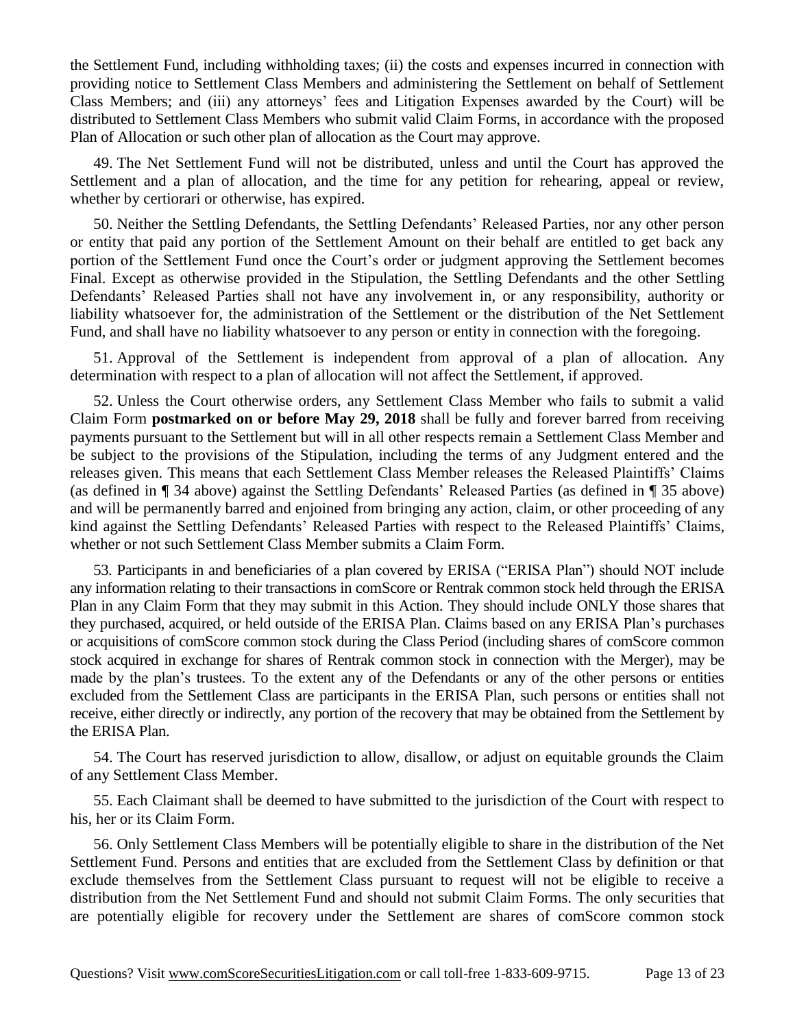the Settlement Fund, including withholding taxes; (ii) the costs and expenses incurred in connection with providing notice to Settlement Class Members and administering the Settlement on behalf of Settlement Class Members; and (iii) any attorneys' fees and Litigation Expenses awarded by the Court) will be distributed to Settlement Class Members who submit valid Claim Forms, in accordance with the proposed Plan of Allocation or such other plan of allocation as the Court may approve.

49. The Net Settlement Fund will not be distributed, unless and until the Court has approved the Settlement and a plan of allocation, and the time for any petition for rehearing, appeal or review, whether by certiorari or otherwise, has expired.

50. Neither the Settling Defendants, the Settling Defendants' Released Parties, nor any other person or entity that paid any portion of the Settlement Amount on their behalf are entitled to get back any portion of the Settlement Fund once the Court's order or judgment approving the Settlement becomes Final. Except as otherwise provided in the Stipulation, the Settling Defendants and the other Settling Defendants' Released Parties shall not have any involvement in, or any responsibility, authority or liability whatsoever for, the administration of the Settlement or the distribution of the Net Settlement Fund, and shall have no liability whatsoever to any person or entity in connection with the foregoing.

51. Approval of the Settlement is independent from approval of a plan of allocation. Any determination with respect to a plan of allocation will not affect the Settlement, if approved.

52. Unless the Court otherwise orders, any Settlement Class Member who fails to submit a valid Claim Form **postmarked on or before May 29, 2018** shall be fully and forever barred from receiving payments pursuant to the Settlement but will in all other respects remain a Settlement Class Member and be subject to the provisions of the Stipulation, including the terms of any Judgment entered and the releases given. This means that each Settlement Class Member releases the Released Plaintiffs' Claims (as defined in ¶ 34 above) against the Settling Defendants' Released Parties (as defined in ¶ 35 above) and will be permanently barred and enjoined from bringing any action, claim, or other proceeding of any kind against the Settling Defendants' Released Parties with respect to the Released Plaintiffs' Claims, whether or not such Settlement Class Member submits a Claim Form.

53. Participants in and beneficiaries of a plan covered by ERISA ("ERISA Plan") should NOT include any information relating to their transactions in comScore or Rentrak common stock held through the ERISA Plan in any Claim Form that they may submit in this Action. They should include ONLY those shares that they purchased, acquired, or held outside of the ERISA Plan. Claims based on any ERISA Plan's purchases or acquisitions of comScore common stock during the Class Period (including shares of comScore common stock acquired in exchange for shares of Rentrak common stock in connection with the Merger), may be made by the plan's trustees. To the extent any of the Defendants or any of the other persons or entities excluded from the Settlement Class are participants in the ERISA Plan, such persons or entities shall not receive, either directly or indirectly, any portion of the recovery that may be obtained from the Settlement by the ERISA Plan.

54. The Court has reserved jurisdiction to allow, disallow, or adjust on equitable grounds the Claim of any Settlement Class Member.

55. Each Claimant shall be deemed to have submitted to the jurisdiction of the Court with respect to his, her or its Claim Form.

56. Only Settlement Class Members will be potentially eligible to share in the distribution of the Net Settlement Fund. Persons and entities that are excluded from the Settlement Class by definition or that exclude themselves from the Settlement Class pursuant to request will not be eligible to receive a distribution from the Net Settlement Fund and should not submit Claim Forms. The only securities that are potentially eligible for recovery under the Settlement are shares of comScore common stock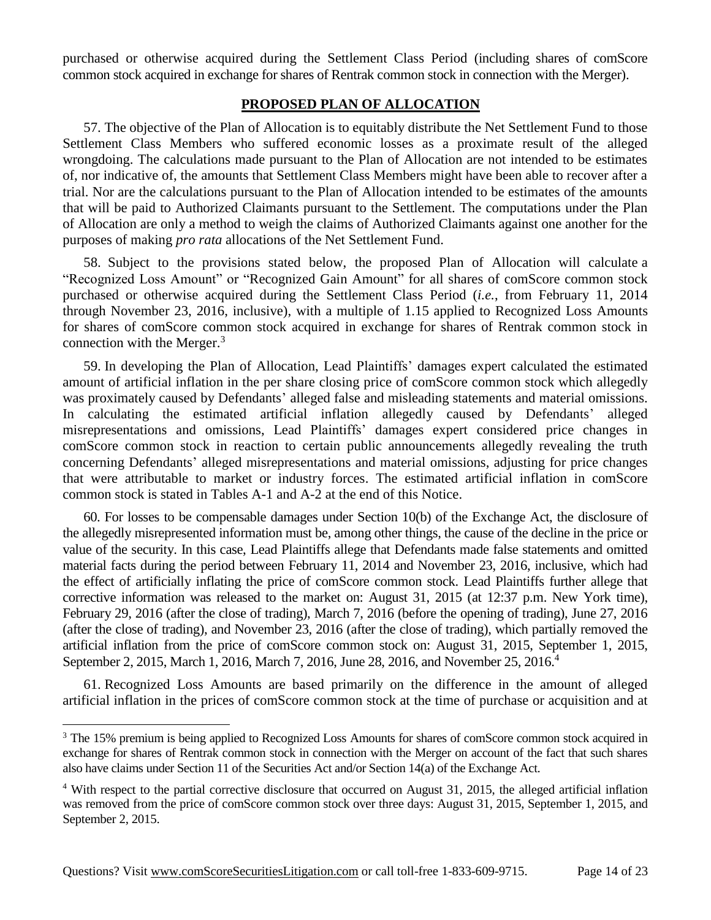purchased or otherwise acquired during the Settlement Class Period (including shares of comScore common stock acquired in exchange for shares of Rentrak common stock in connection with the Merger).

## PROPOSED PLAN OF ALLOCATION

57. The objective of the Plan of Allocation is to equitably distribute the Net Settlement Fund to those Settlement Class Members who suffered economic losses as a proximate result of the alleged wrongdoing. The calculations made pursuant to the Plan of Allocation are not intended to be estimates of, nor indicative of, the amounts that Settlement Class Members might have been able to recover after a trial. Nor are the calculations pursuant to the Plan of Allocation intended to be estimates of the amounts that will be paid to Authorized Claimants pursuant to the Settlement. The computations under the Plan of Allocation are only a method to weigh the claims of Authorized Claimants against one another for the purposes of making *pro rata* allocations of the Net Settlement Fund.

58. Subject to the provisions stated below, the proposed Plan of Allocation will calculate a "Recognized Loss Amount" or "Recognized Gain Amount" for all shares of comScore common stock purchased or otherwise acquired during the Settlement Class Period (*i.e.*, from February 11, 2014 through November 23, 2016, inclusive), with a multiple of 1.15 applied to Recognized Loss Amounts for shares of comScore common stock acquired in exchange for shares of Rentrak common stock in connection with the Merger.[3]

59. In developing the Plan of Allocation, Lead Plaintiffs' damages expert calculated the estimated amount of artificial inflation in the per share closing price of comScore common stock which allegedly was proximately caused by Defendants' alleged false and misleading statements and material omissions. In calculating the estimated artificial inflation allegedly caused by Defendants' alleged misrepresentations and omissions, Lead Plaintiffs' damages expert considered price changes in comScore common stock in reaction to certain public announcements allegedly revealing the truth concerning Defendants' alleged misrepresentations and material omissions, adjusting for price changes that were attributable to market or industry forces. The estimated artificial inflation in comScore common stock is stated in Tables A-1 and A-2 at the end of this Notice.

60. For losses to be compensable damages under Section 10(b) of the Exchange Act, the disclosure of the allegedly misrepresented information must be, among other things, the cause of the decline in the price or value of the security. In this case, Lead Plaintiffs allege that Defendants made false statements and omitted material facts during the period between February 11, 2014 and November 23, 2016, inclusive, which had the effect of artificially inflating the price of comScore common stock. Lead Plaintiffs further allege that corrective information was released to the market on: August 31, 2015 (at 12:37 p.m. New York time), February 29, 2016 (after the close of trading), March 7, 2016 (before the opening of trading), June 27, 2016 (after the close of trading), and November 23, 2016 (after the close of trading), which partially removed the artificial inflation from the price of comScore common stock on: August 31, 2015, September 1, 2015, September 2, 2015, March 1, 2016, March 7, 2016, June 28, 2016, and November 25, 2016.[4]

61. Recognized Loss Amounts are based primarily on the difference in the amount of alleged artificial inflation in the prices of comScore common stock at the time of purchase or acquisition and at

---

[3] The 15% premium is being applied to Recognized Loss Amounts for shares of comScore common stock acquired in exchange for shares of Rentrak common stock in connection with the Merger on account of the fact that such shares also have claims under Section 11 of the Securities Act and/or Section 14(a) of the Exchange Act.

[4] With respect to the partial corrective disclosure that occurred on August 31, 2015, the alleged artificial inflation was removed from the price of comScore common stock over three days: August 31, 2015, September 1, 2015, and September 2, 2015.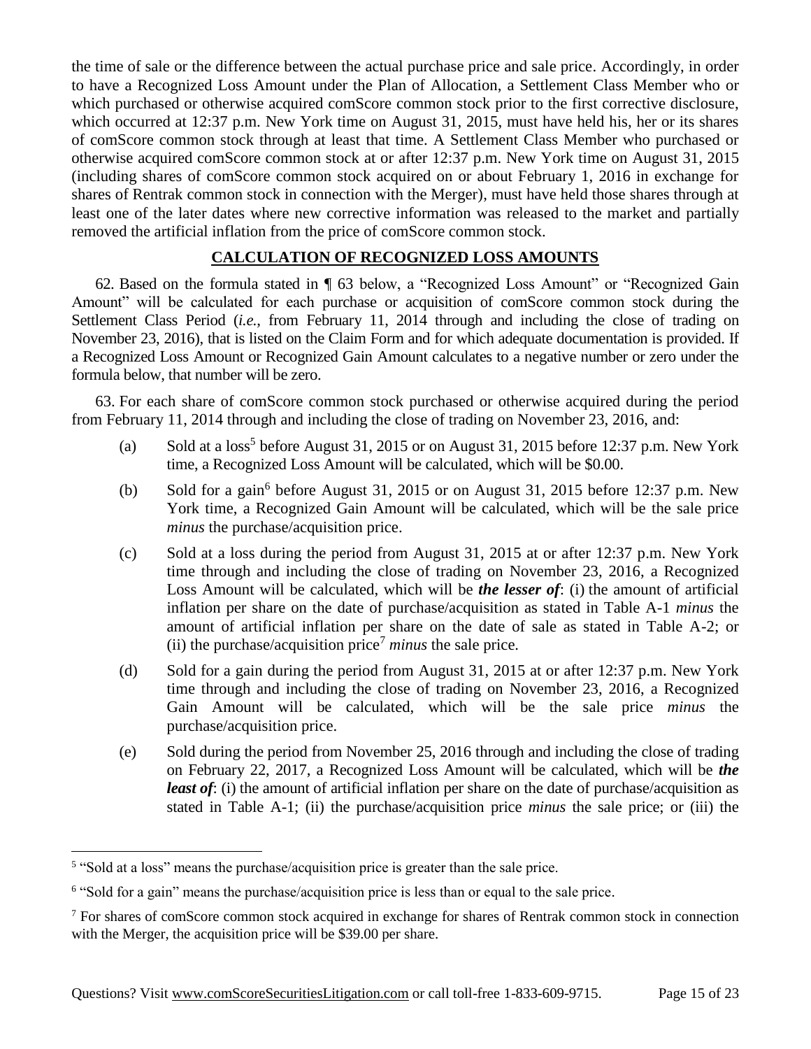the time of sale or the difference between the actual purchase price and sale price. Accordingly, in order to have a Recognized Loss Amount under the Plan of Allocation, a Settlement Class Member who or which purchased or otherwise acquired comScore common stock prior to the first corrective disclosure, which occurred at 12:37 p.m. New York time on August 31, 2015, must have held his, her or its shares of comScore common stock through at least that time. A Settlement Class Member who purchased or otherwise acquired comScore common stock at or after 12:37 p.m. New York time on August 31, 2015 (including shares of comScore common stock acquired on or about February 1, 2016 in exchange for shares of Rentrak common stock in connection with the Merger), must have held those shares through at least one of the later dates where new corrective information was released to the market and partially removed the artificial inflation from the price of comScore common stock.

## CALCULATION OF RECOGNIZED LOSS AMOUNTS

62. Based on the formula stated in ¶ 63 below, a "Recognized Loss Amount" or "Recognized Gain Amount" will be calculated for each purchase or acquisition of comScore common stock during the Settlement Class Period (*i.e.*, from February 11, 2014 through and including the close of trading on November 23, 2016), that is listed on the Claim Form and for which adequate documentation is provided. If a Recognized Loss Amount or Recognized Gain Amount calculates to a negative number or zero under the formula below, that number will be zero.

63. For each share of comScore common stock purchased or otherwise acquired during the period from February 11, 2014 through and including the close of trading on November 23, 2016, and:

(a) Sold at a loss[5] before August 31, 2015 or on August 31, 2015 before 12:37 p.m. New York time, a Recognized Loss Amount will be calculated, which will be $0.00.

(b) Sold for a gain[6] before August 31, 2015 or on August 31, 2015 before 12:37 p.m. New York time, a Recognized Gain Amount will be calculated, which will be the sale price *minus* the purchase/acquisition price.

(c) Sold at a loss during the period from August 31, 2015 at or after 12:37 p.m. New York time through and including the close of trading on November 23, 2016, a Recognized Loss Amount will be calculated, which will be ***the lesser of***: (i) the amount of artificial inflation per share on the date of purchase/acquisition as stated in Table A-1 *minus* the amount of artificial inflation per share on the date of sale as stated in Table A-2; or (ii) the purchase/acquisition price[7] *minus* the sale price.

(d) Sold for a gain during the period from August 31, 2015 at or after 12:37 p.m. New York time through and including the close of trading on November 23, 2016, a Recognized Gain Amount will be calculated, which will be the sale price *minus* the purchase/acquisition price.

(e) Sold during the period from November 25, 2016 through and including the close of trading on February 22, 2017, a Recognized Loss Amount will be calculated, which will be ***the least of***: (i) the amount of artificial inflation per share on the date of purchase/acquisition as stated in Table A-1; (ii) the purchase/acquisition price *minus* the sale price; or (iii) the

---

[5] "Sold at a loss" means the purchase/acquisition price is greater than the sale price.

[6] "Sold for a gain" means the purchase/acquisition price is less than or equal to the sale price.

[7] For shares of comScore common stock acquired in exchange for shares of Rentrak common stock in connection with the Merger, the acquisition price will be $39.00 per share.

Questions? Visit www.comScoreSecuritiesLitigation.com or call toll-free 1-833-609-9715.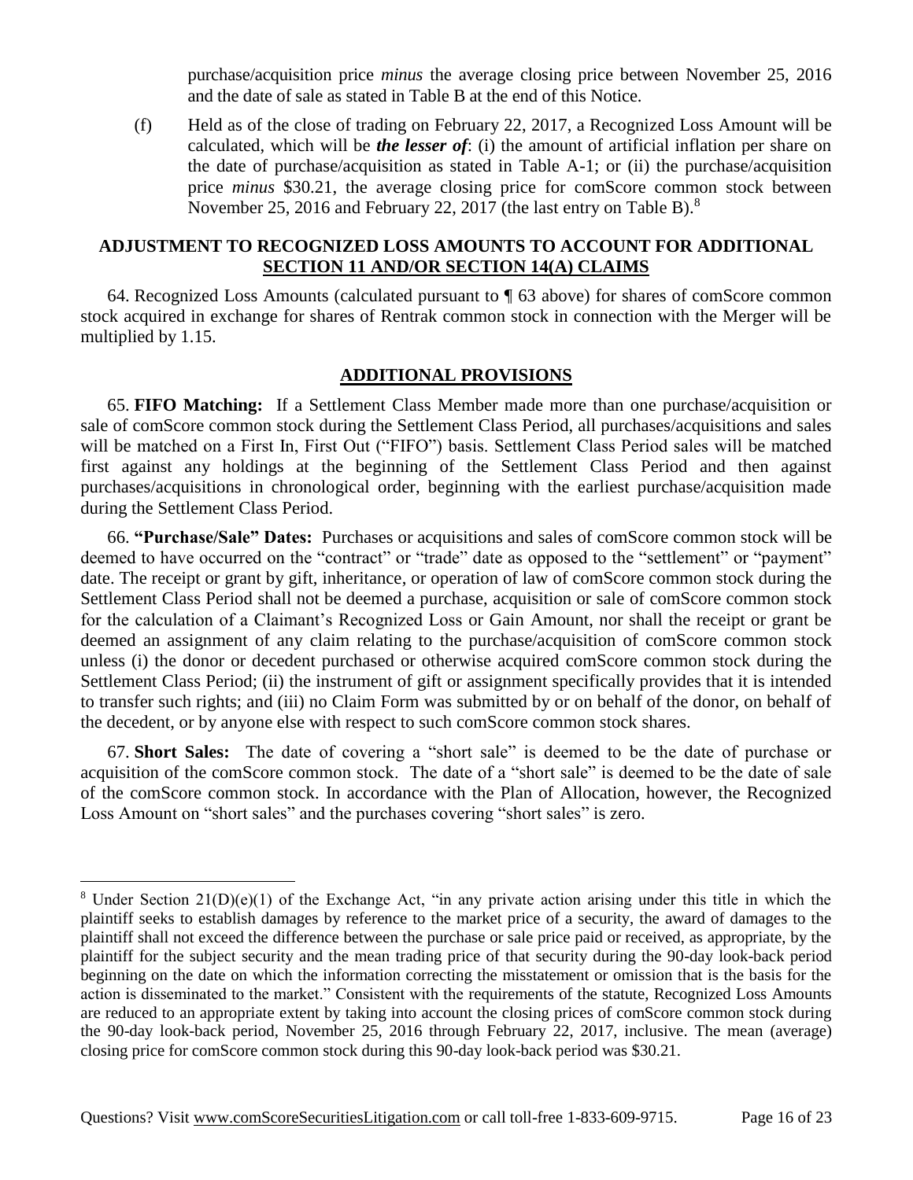purchase/acquisition price *minus* the average closing price between November 25, 2016 and the date of sale as stated in Table B at the end of this Notice.

(f) Held as of the close of trading on February 22, 2017, a Recognized Loss Amount will be calculated, which will be ***the lesser of***: (i) the amount of artificial inflation per share on the date of purchase/acquisition as stated in Table A-1; or (ii) the purchase/acquisition price *minus* $30.21, the average closing price for comScore common stock between November 25, 2016 and February 22, 2017 (the last entry on Table B).[8]

## ADJUSTMENT TO RECOGNIZED LOSS AMOUNTS TO ACCOUNT FOR ADDITIONAL SECTION 11 AND/OR SECTION 14(A) CLAIMS

64. Recognized Loss Amounts (calculated pursuant to ¶ 63 above) for shares of comScore common stock acquired in exchange for shares of Rentrak common stock in connection with the Merger will be multiplied by 1.15.

## ADDITIONAL PROVISIONS

65. **FIFO Matching:** If a Settlement Class Member made more than one purchase/acquisition or sale of comScore common stock during the Settlement Class Period, all purchases/acquisitions and sales will be matched on a First In, First Out ("FIFO") basis. Settlement Class Period sales will be matched first against any holdings at the beginning of the Settlement Class Period and then against purchases/acquisitions in chronological order, beginning with the earliest purchase/acquisition made during the Settlement Class Period.

66. **"Purchase/Sale" Dates:** Purchases or acquisitions and sales of comScore common stock will be deemed to have occurred on the "contract" or "trade" date as opposed to the "settlement" or "payment" date. The receipt or grant by gift, inheritance, or operation of law of comScore common stock during the Settlement Class Period shall not be deemed a purchase, acquisition or sale of comScore common stock for the calculation of a Claimant's Recognized Loss or Gain Amount, nor shall the receipt or grant be deemed an assignment of any claim relating to the purchase/acquisition of comScore common stock unless (i) the donor or decedent purchased or otherwise acquired comScore common stock during the Settlement Class Period; (ii) the instrument of gift or assignment specifically provides that it is intended to transfer such rights; and (iii) no Claim Form was submitted by or on behalf of the donor, on behalf of the decedent, or by anyone else with respect to such comScore common stock shares.

67. **Short Sales:** The date of covering a "short sale" is deemed to be the date of purchase or acquisition of the comScore common stock. The date of a "short sale" is deemed to be the date of sale of the comScore common stock. In accordance with the Plan of Allocation, however, the Recognized Loss Amount on "short sales" and the purchases covering "short sales" is zero.

---

[8] Under Section 21(D)(e)(1) of the Exchange Act, "in any private action arising under this title in which the plaintiff seeks to establish damages by reference to the market price of a security, the award of damages to the plaintiff shall not exceed the difference between the purchase or sale price paid or received, as appropriate, by the plaintiff for the subject security and the mean trading price of that security during the 90-day look-back period beginning on the date on which the information correcting the misstatement or omission that is the basis for the action is disseminated to the market." Consistent with the requirements of the statute, Recognized Loss Amounts are reduced to an appropriate extent by taking into account the closing prices of comScore common stock during the 90-day look-back period, November 25, 2016 through February 22, 2017, inclusive. The mean (average) closing price for comScore common stock during this 90-day look-back period was $30.21.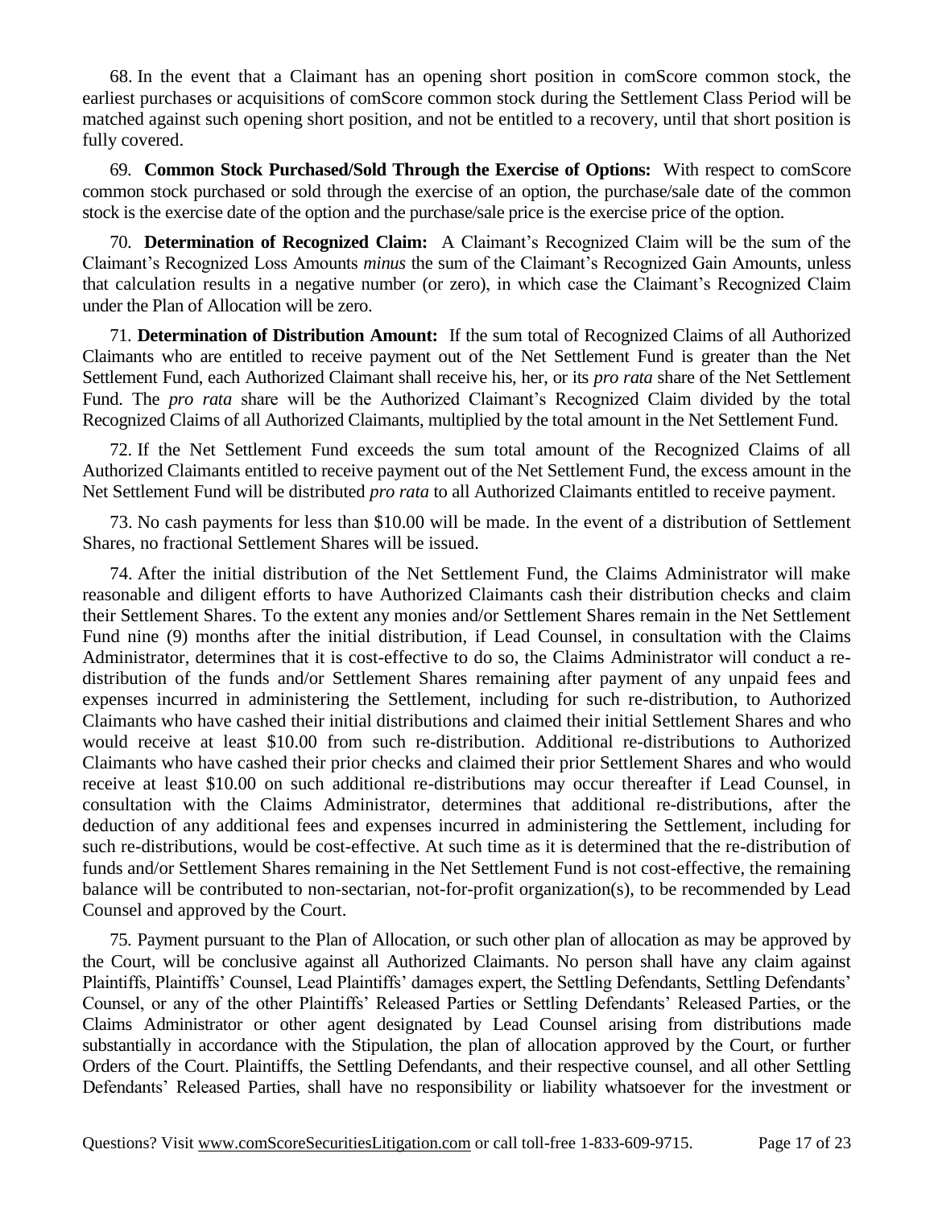68. In the event that a Claimant has an opening short position in comScore common stock, the earliest purchases or acquisitions of comScore common stock during the Settlement Class Period will be matched against such opening short position, and not be entitled to a recovery, until that short position is fully covered.

69. **Common Stock Purchased/Sold Through the Exercise of Options:** With respect to comScore common stock purchased or sold through the exercise of an option, the purchase/sale date of the common stock is the exercise date of the option and the purchase/sale price is the exercise price of the option.

70. **Determination of Recognized Claim:** A Claimant's Recognized Claim will be the sum of the Claimant's Recognized Loss Amounts *minus* the sum of the Claimant's Recognized Gain Amounts, unless that calculation results in a negative number (or zero), in which case the Claimant's Recognized Claim under the Plan of Allocation will be zero.

71. **Determination of Distribution Amount:** If the sum total of Recognized Claims of all Authorized Claimants who are entitled to receive payment out of the Net Settlement Fund is greater than the Net Settlement Fund, each Authorized Claimant shall receive his, her, or its *pro rata* share of the Net Settlement Fund. The *pro rata* share will be the Authorized Claimant's Recognized Claim divided by the total Recognized Claims of all Authorized Claimants, multiplied by the total amount in the Net Settlement Fund.

72. If the Net Settlement Fund exceeds the sum total amount of the Recognized Claims of all Authorized Claimants entitled to receive payment out of the Net Settlement Fund, the excess amount in the Net Settlement Fund will be distributed *pro rata* to all Authorized Claimants entitled to receive payment.

73. No cash payments for less than $10.00 will be made. In the event of a distribution of Settlement Shares, no fractional Settlement Shares will be issued.

74. After the initial distribution of the Net Settlement Fund, the Claims Administrator will make reasonable and diligent efforts to have Authorized Claimants cash their distribution checks and claim their Settlement Shares. To the extent any monies and/or Settlement Shares remain in the Net Settlement Fund nine (9) months after the initial distribution, if Lead Counsel, in consultation with the Claims Administrator, determines that it is cost-effective to do so, the Claims Administrator will conduct a re-distribution of the funds and/or Settlement Shares remaining after payment of any unpaid fees and expenses incurred in administering the Settlement, including for such re-distribution, to Authorized Claimants who have cashed their initial distributions and claimed their initial Settlement Shares and who would receive at least $10.00 from such re-distribution. Additional re-distributions to Authorized Claimants who have cashed their prior checks and claimed their prior Settlement Shares and who would receive at least $10.00 on such additional re-distributions may occur thereafter if Lead Counsel, in consultation with the Claims Administrator, determines that additional re-distributions, after the deduction of any additional fees and expenses incurred in administering the Settlement, including for such re-distributions, would be cost-effective. At such time as it is determined that the re-distribution of funds and/or Settlement Shares remaining in the Net Settlement Fund is not cost-effective, the remaining balance will be contributed to non-sectarian, not-for-profit organization(s), to be recommended by Lead Counsel and approved by the Court.

75. Payment pursuant to the Plan of Allocation, or such other plan of allocation as may be approved by the Court, will be conclusive against all Authorized Claimants. No person shall have any claim against Plaintiffs, Plaintiffs' Counsel, Lead Plaintiffs' damages expert, the Settling Defendants, Settling Defendants' Counsel, or any of the other Plaintiffs' Released Parties or Settling Defendants' Released Parties, or the Claims Administrator or other agent designated by Lead Counsel arising from distributions made substantially in accordance with the Stipulation, the plan of allocation approved by the Court, or further Orders of the Court. Plaintiffs, the Settling Defendants, and their respective counsel, and all other Settling Defendants' Released Parties, shall have no responsibility or liability whatsoever for the investment or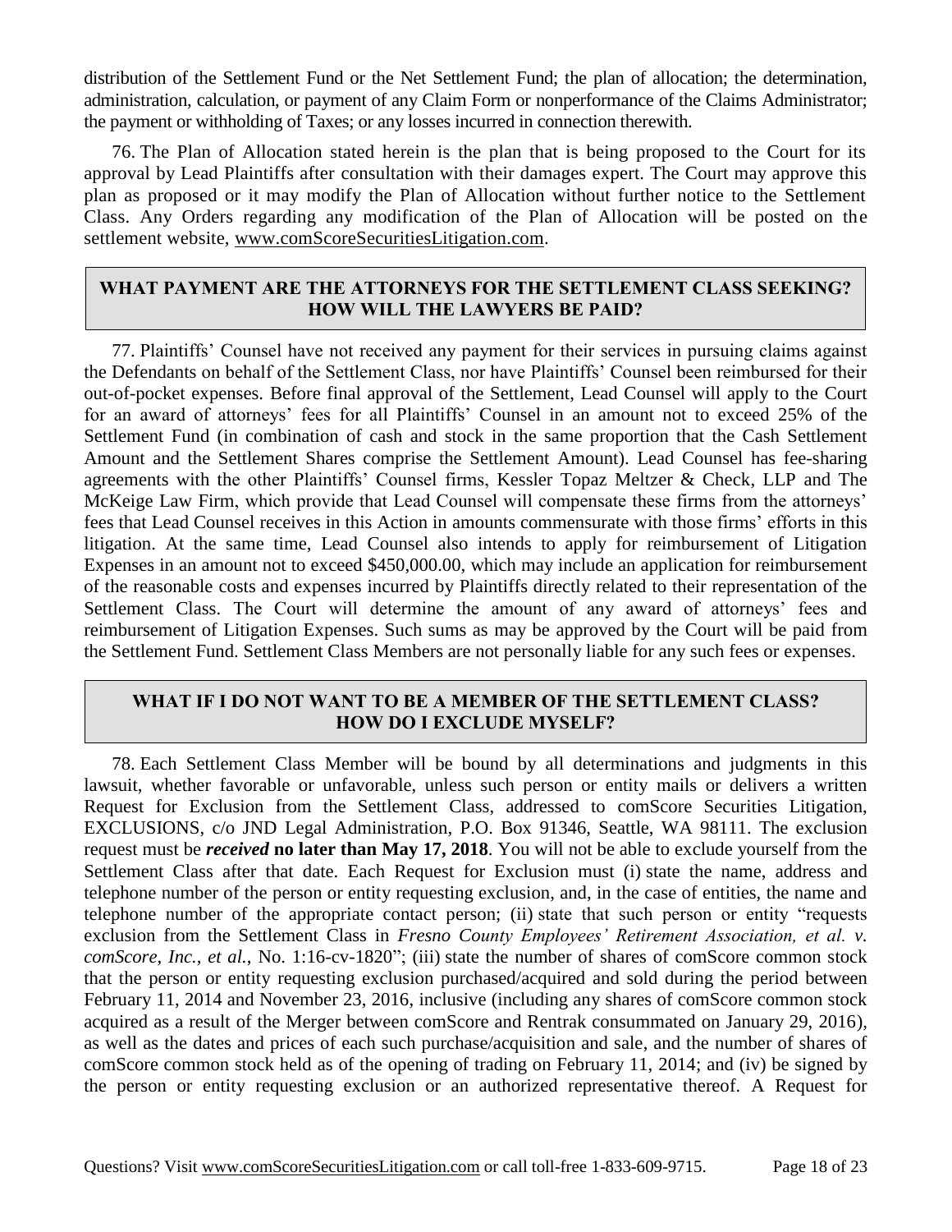distribution of the Settlement Fund or the Net Settlement Fund; the plan of allocation; the determination, administration, calculation, or payment of any Claim Form or nonperformance of the Claims Administrator; the payment or withholding of Taxes; or any losses incurred in connection therewith.

76. The Plan of Allocation stated herein is the plan that is being proposed to the Court for its approval by Lead Plaintiffs after consultation with their damages expert. The Court may approve this plan as proposed or it may modify the Plan of Allocation without further notice to the Settlement Class. Any Orders regarding any modification of the Plan of Allocation will be posted on the settlement website, www.comScoreSecuritiesLitigation.com.

## WHAT PAYMENT ARE THE ATTORNEYS FOR THE SETTLEMENT CLASS SEEKING? HOW WILL THE LAWYERS BE PAID?

77. Plaintiffs' Counsel have not received any payment for their services in pursuing claims against the Defendants on behalf of the Settlement Class, nor have Plaintiffs' Counsel been reimbursed for their out-of-pocket expenses. Before final approval of the Settlement, Lead Counsel will apply to the Court for an award of attorneys' fees for all Plaintiffs' Counsel in an amount not to exceed 25% of the Settlement Fund (in combination of cash and stock in the same proportion that the Cash Settlement Amount and the Settlement Shares comprise the Settlement Amount). Lead Counsel has fee-sharing agreements with the other Plaintiffs' Counsel firms, Kessler Topaz Meltzer & Check, LLP and The McKeige Law Firm, which provide that Lead Counsel will compensate these firms from the attorneys' fees that Lead Counsel receives in this Action in amounts commensurate with those firms' efforts in this litigation. At the same time, Lead Counsel also intends to apply for reimbursement of Litigation Expenses in an amount not to exceed $450,000.00, which may include an application for reimbursement of the reasonable costs and expenses incurred by Plaintiffs directly related to their representation of the Settlement Class. The Court will determine the amount of any award of attorneys' fees and reimbursement of Litigation Expenses. Such sums as may be approved by the Court will be paid from the Settlement Fund. Settlement Class Members are not personally liable for any such fees or expenses.

## WHAT IF I DO NOT WANT TO BE A MEMBER OF THE SETTLEMENT CLASS? HOW DO I EXCLUDE MYSELF?

78. Each Settlement Class Member will be bound by all determinations and judgments in this lawsuit, whether favorable or unfavorable, unless such person or entity mails or delivers a written Request for Exclusion from the Settlement Class, addressed to comScore Securities Litigation, EXCLUSIONS, c/o JND Legal Administration, P.O. Box 91346, Seattle, WA 98111. The exclusion request must be ***received*** **no later than May 17, 2018**. You will not be able to exclude yourself from the Settlement Class after that date. Each Request for Exclusion must (i) state the name, address and telephone number of the person or entity requesting exclusion, and, in the case of entities, the name and telephone number of the appropriate contact person; (ii) state that such person or entity "requests exclusion from the Settlement Class in *Fresno County Employees' Retirement Association, et al. v. comScore, Inc., et al.*, No. 1:16-cv-1820"; (iii) state the number of shares of comScore common stock that the person or entity requesting exclusion purchased/acquired and sold during the period between February 11, 2014 and November 23, 2016, inclusive (including any shares of comScore common stock acquired as a result of the Merger between comScore and Rentrak consummated on January 29, 2016), as well as the dates and prices of each such purchase/acquisition and sale, and the number of shares of comScore common stock held as of the opening of trading on February 11, 2014; and (iv) be signed by the person or entity requesting exclusion or an authorized representative thereof. A Request for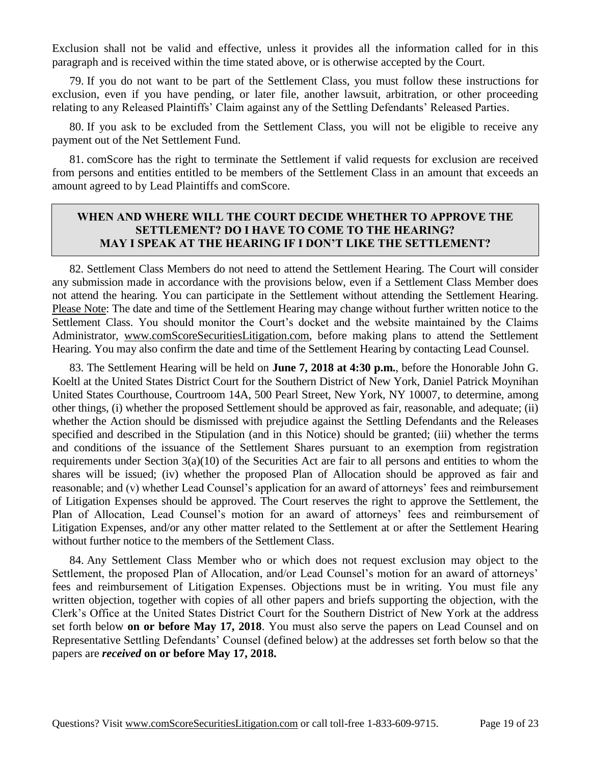Exclusion shall not be valid and effective, unless it provides all the information called for in this paragraph and is received within the time stated above, or is otherwise accepted by the Court.

79. If you do not want to be part of the Settlement Class, you must follow these instructions for exclusion, even if you have pending, or later file, another lawsuit, arbitration, or other proceeding relating to any Released Plaintiffs' Claim against any of the Settling Defendants' Released Parties.

80. If you ask to be excluded from the Settlement Class, you will not be eligible to receive any payment out of the Net Settlement Fund.

81. comScore has the right to terminate the Settlement if valid requests for exclusion are received from persons and entities entitled to be members of the Settlement Class in an amount that exceeds an amount agreed to by Lead Plaintiffs and comScore.

## WHEN AND WHERE WILL THE COURT DECIDE WHETHER TO APPROVE THE SETTLEMENT? DO I HAVE TO COME TO THE HEARING? MAY I SPEAK AT THE HEARING IF I DON'T LIKE THE SETTLEMENT?

82. Settlement Class Members do not need to attend the Settlement Hearing. The Court will consider any submission made in accordance with the provisions below, even if a Settlement Class Member does not attend the hearing. You can participate in the Settlement without attending the Settlement Hearing. Please Note: The date and time of the Settlement Hearing may change without further written notice to the Settlement Class. You should monitor the Court's docket and the website maintained by the Claims Administrator, www.comScoreSecuritiesLitigation.com, before making plans to attend the Settlement Hearing. You may also confirm the date and time of the Settlement Hearing by contacting Lead Counsel.

83. The Settlement Hearing will be held on **June 7, 2018 at 4:30 p.m.**, before the Honorable John G. Koeltl at the United States District Court for the Southern District of New York, Daniel Patrick Moynihan United States Courthouse, Courtroom 14A, 500 Pearl Street, New York, NY 10007, to determine, among other things, (i) whether the proposed Settlement should be approved as fair, reasonable, and adequate; (ii) whether the Action should be dismissed with prejudice against the Settling Defendants and the Releases specified and described in the Stipulation (and in this Notice) should be granted; (iii) whether the terms and conditions of the issuance of the Settlement Shares pursuant to an exemption from registration requirements under Section 3(a)(10) of the Securities Act are fair to all persons and entities to whom the shares will be issued; (iv) whether the proposed Plan of Allocation should be approved as fair and reasonable; and (v) whether Lead Counsel's application for an award of attorneys' fees and reimbursement of Litigation Expenses should be approved. The Court reserves the right to approve the Settlement, the Plan of Allocation, Lead Counsel's motion for an award of attorneys' fees and reimbursement of Litigation Expenses, and/or any other matter related to the Settlement at or after the Settlement Hearing without further notice to the members of the Settlement Class.

84. Any Settlement Class Member who or which does not request exclusion may object to the Settlement, the proposed Plan of Allocation, and/or Lead Counsel's motion for an award of attorneys' fees and reimbursement of Litigation Expenses. Objections must be in writing. You must file any written objection, together with copies of all other papers and briefs supporting the objection, with the Clerk's Office at the United States District Court for the Southern District of New York at the address set forth below **on or before May 17, 2018**. You must also serve the papers on Lead Counsel and on Representative Settling Defendants' Counsel (defined below) at the addresses set forth below so that the papers are ***received*** **on or before May 17, 2018.**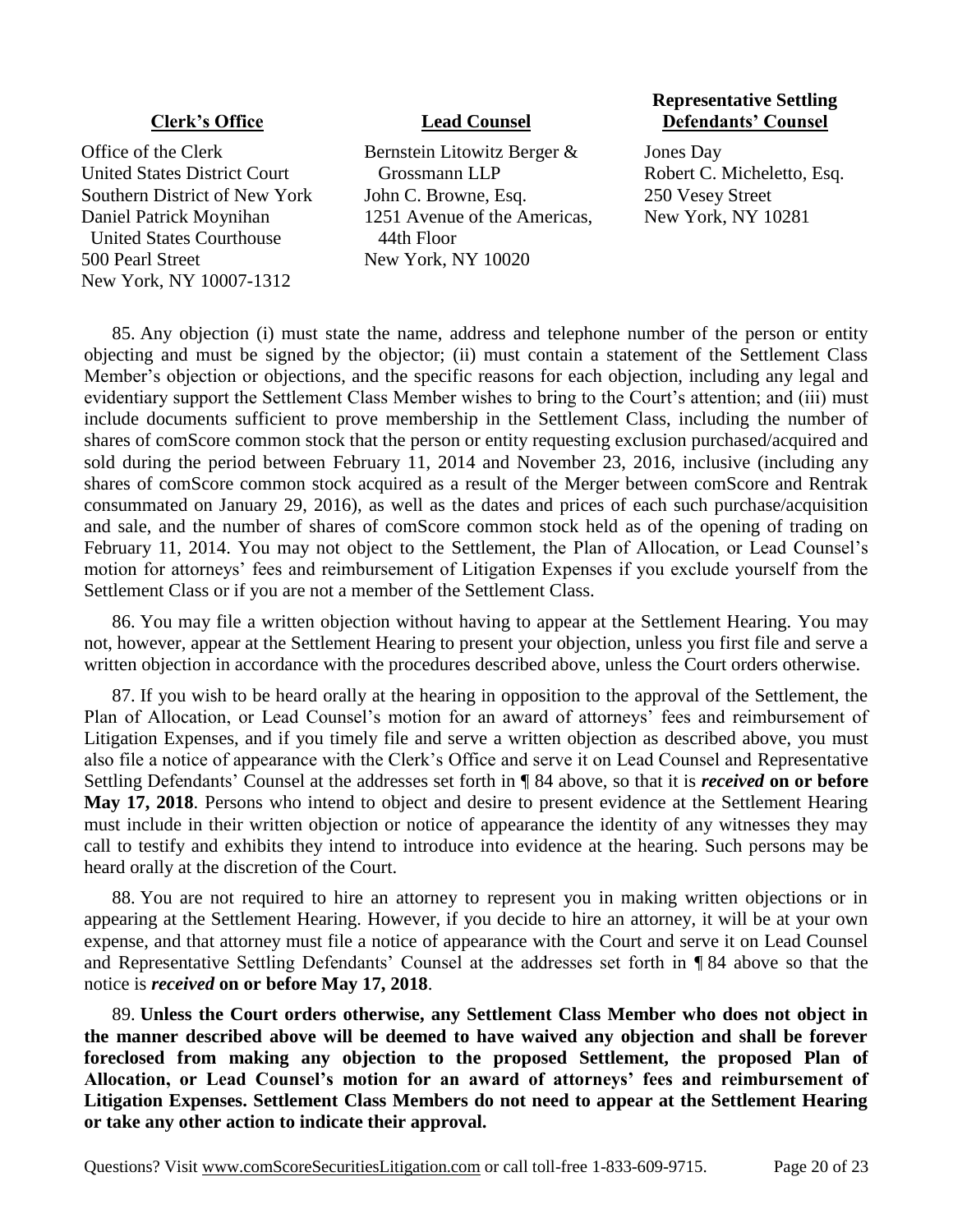| **Clerk's Office** | **Lead Counsel** | **Representative Settling Defendants' Counsel** |
|---|---|---|
| Office of the Clerk<br>United States District Court<br>Southern District of New York<br>Daniel Patrick Moynihan United States Courthouse<br>500 Pearl Street<br>New York, NY 10007-1312 | Bernstein Litowitz Berger & Grossmann LLP<br>John C. Browne, Esq.<br>1251 Avenue of the Americas, 44th Floor<br>New York, NY 10020 | Jones Day<br>Robert C. Micheletto, Esq.<br>250 Vesey Street<br>New York, NY 10281 |

85. Any objection (i) must state the name, address and telephone number of the person or entity objecting and must be signed by the objector; (ii) must contain a statement of the Settlement Class Member's objection or objections, and the specific reasons for each objection, including any legal and evidentiary support the Settlement Class Member wishes to bring to the Court's attention; and (iii) must include documents sufficient to prove membership in the Settlement Class, including the number of shares of comScore common stock that the person or entity requesting exclusion purchased/acquired and sold during the period between February 11, 2014 and November 23, 2016, inclusive (including any shares of comScore common stock acquired as a result of the Merger between comScore and Rentrak consummated on January 29, 2016), as well as the dates and prices of each such purchase/acquisition and sale, and the number of shares of comScore common stock held as of the opening of trading on February 11, 2014. You may not object to the Settlement, the Plan of Allocation, or Lead Counsel's motion for attorneys' fees and reimbursement of Litigation Expenses if you exclude yourself from the Settlement Class or if you are not a member of the Settlement Class.

86. You may file a written objection without having to appear at the Settlement Hearing. You may not, however, appear at the Settlement Hearing to present your objection, unless you first file and serve a written objection in accordance with the procedures described above, unless the Court orders otherwise.

87. If you wish to be heard orally at the hearing in opposition to the approval of the Settlement, the Plan of Allocation, or Lead Counsel's motion for an award of attorneys' fees and reimbursement of Litigation Expenses, and if you timely file and serve a written objection as described above, you must also file a notice of appearance with the Clerk's Office and serve it on Lead Counsel and Representative Settling Defendants' Counsel at the addresses set forth in ¶ 84 above, so that it is ***received*** **on or before May 17, 2018**. Persons who intend to object and desire to present evidence at the Settlement Hearing must include in their written objection or notice of appearance the identity of any witnesses they may call to testify and exhibits they intend to introduce into evidence at the hearing. Such persons may be heard orally at the discretion of the Court.

88. You are not required to hire an attorney to represent you in making written objections or in appearing at the Settlement Hearing. However, if you decide to hire an attorney, it will be at your own expense, and that attorney must file a notice of appearance with the Court and serve it on Lead Counsel and Representative Settling Defendants' Counsel at the addresses set forth in ¶ 84 above so that the notice is ***received*** **on or before May 17, 2018**.

89. **Unless the Court orders otherwise, any Settlement Class Member who does not object in the manner described above will be deemed to have waived any objection and shall be forever foreclosed from making any objection to the proposed Settlement, the proposed Plan of Allocation, or Lead Counsel's motion for an award of attorneys' fees and reimbursement of Litigation Expenses. Settlement Class Members do not need to appear at the Settlement Hearing or take any other action to indicate their approval.**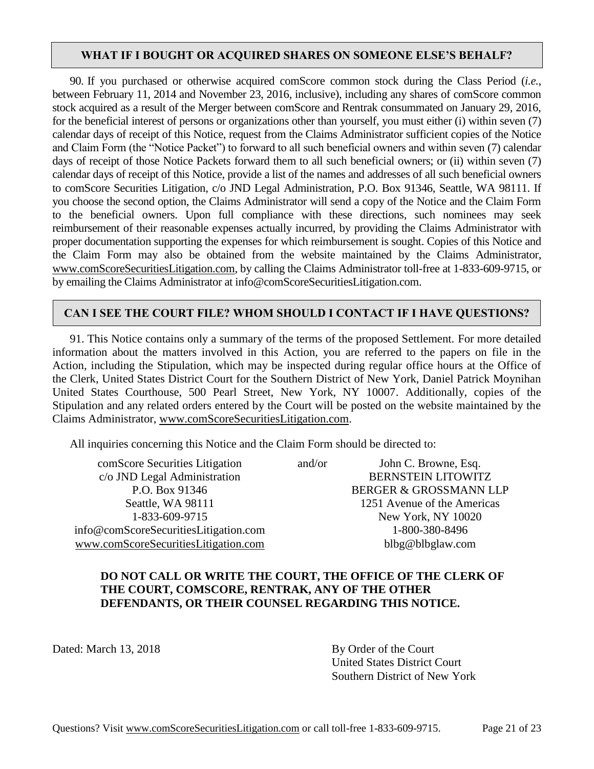## WHAT IF I BOUGHT OR ACQUIRED SHARES ON SOMEONE ELSE'S BEHALF?

90. If you purchased or otherwise acquired comScore common stock during the Class Period (*i.e.*, between February 11, 2014 and November 23, 2016, inclusive), including any shares of comScore common stock acquired as a result of the Merger between comScore and Rentrak consummated on January 29, 2016, for the beneficial interest of persons or organizations other than yourself, you must either (i) within seven (7) calendar days of receipt of this Notice, request from the Claims Administrator sufficient copies of the Notice and Claim Form (the "Notice Packet") to forward to all such beneficial owners and within seven (7) calendar days of receipt of those Notice Packets forward them to all such beneficial owners; or (ii) within seven (7) calendar days of receipt of this Notice, provide a list of the names and addresses of all such beneficial owners to comScore Securities Litigation, c/o JND Legal Administration, P.O. Box 91346, Seattle, WA 98111. If you choose the second option, the Claims Administrator will send a copy of the Notice and the Claim Form to the beneficial owners. Upon full compliance with these directions, such nominees may seek reimbursement of their reasonable expenses actually incurred, by providing the Claims Administrator with proper documentation supporting the expenses for which reimbursement is sought. Copies of this Notice and the Claim Form may also be obtained from the website maintained by the Claims Administrator, www.comScoreSecuritiesLitigation.com, by calling the Claims Administrator toll-free at 1-833-609-9715, or by emailing the Claims Administrator at info@comScoreSecuritiesLitigation.com.

## CAN I SEE THE COURT FILE? WHOM SHOULD I CONTACT IF I HAVE QUESTIONS?

91. This Notice contains only a summary of the terms of the proposed Settlement. For more detailed information about the matters involved in this Action, you are referred to the papers on file in the Action, including the Stipulation, which may be inspected during regular office hours at the Office of the Clerk, United States District Court for the Southern District of New York, Daniel Patrick Moynihan United States Courthouse, 500 Pearl Street, New York, NY 10007. Additionally, copies of the Stipulation and any related orders entered by the Court will be posted on the website maintained by the Claims Administrator, www.comScoreSecuritiesLitigation.com.

All inquiries concerning this Notice and the Claim Form should be directed to:

| | | |
|---|---|---|
| comScore Securities Litigation<br>c/o JND Legal Administration<br>P.O. Box 91346<br>Seattle, WA 98111<br>1-833-609-9715<br>info@comScoreSecuritiesLitigation.com<br>www.comScoreSecuritiesLitigation.com | and/or | John C. Browne, Esq.<br>BERNSTEIN LITOWITZ<br>BERGER & GROSSMANN LLP<br>1251 Avenue of the Americas<br>New York, NY 10020<br>1-800-380-8496<br>blbg@blbglaw.com |

**DO NOT CALL OR WRITE THE COURT, THE OFFICE OF THE CLERK OF THE COURT, COMSCORE, RENTRAK, ANY OF THE OTHER DEFENDANTS, OR THEIR COUNSEL REGARDING THIS NOTICE.**

Dated: March 13, 2018

By Order of the Court
United States District Court
Southern District of New York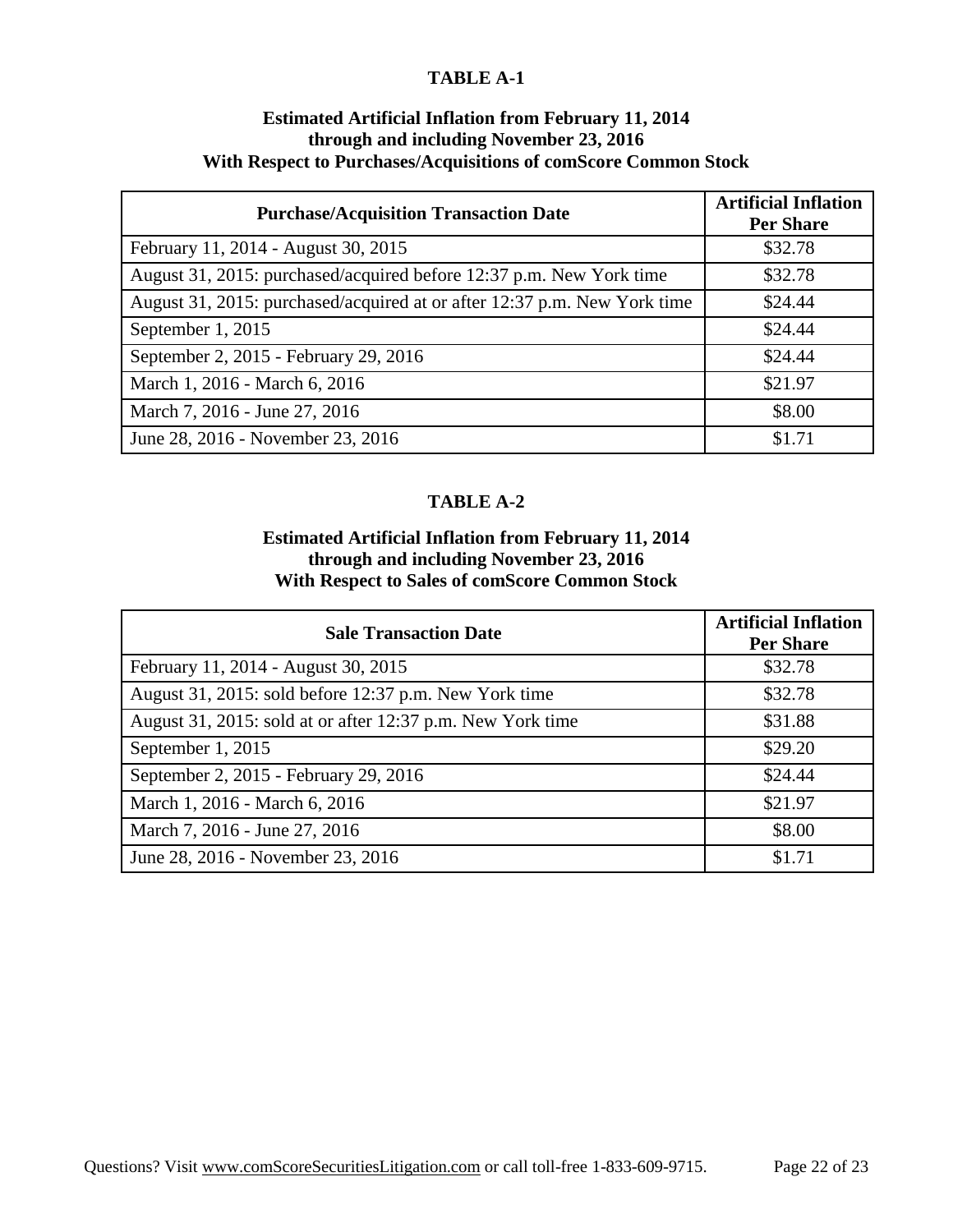## TABLE A-1

**Estimated Artificial Inflation from February 11, 2014 through and including November 23, 2016 With Respect to Purchases/Acquisitions of comScore Common Stock**

| Purchase/Acquisition Transaction Date | Artificial Inflation Per Share |
|---|---|
| February 11, 2014 - August 30, 2015 | $32.78 |
| August 31, 2015: purchased/acquired before 12:37 p.m. New York time | $32.78 |
| August 31, 2015: purchased/acquired at or after 12:37 p.m. New York time | $24.44 |
| September 1, 2015 | $24.44 |
| September 2, 2015 - February 29, 2016 | $24.44 |
| March 1, 2016 - March 6, 2016 | $21.97 |
| March 7, 2016 - June 27, 2016 | $8.00 |
| June 28, 2016 - November 23, 2016 | $1.71 |

## TABLE A-2

**Estimated Artificial Inflation from February 11, 2014 through and including November 23, 2016 With Respect to Sales of comScore Common Stock**

| Sale Transaction Date | Artificial Inflation Per Share |
|---|---|
| February 11, 2014 - August 30, 2015 | $32.78 |
| August 31, 2015: sold before 12:37 p.m. New York time | $32.78 |
| August 31, 2015: sold at or after 12:37 p.m. New York time | $31.88 |
| September 1, 2015 | $29.20 |
| September 2, 2015 - February 29, 2016 | $24.44 |
| March 1, 2016 - March 6, 2016 | $21.97 |
| March 7, 2016 - June 27, 2016 | $8.00 |
| June 28, 2016 - November 23, 2016 | $1.71 |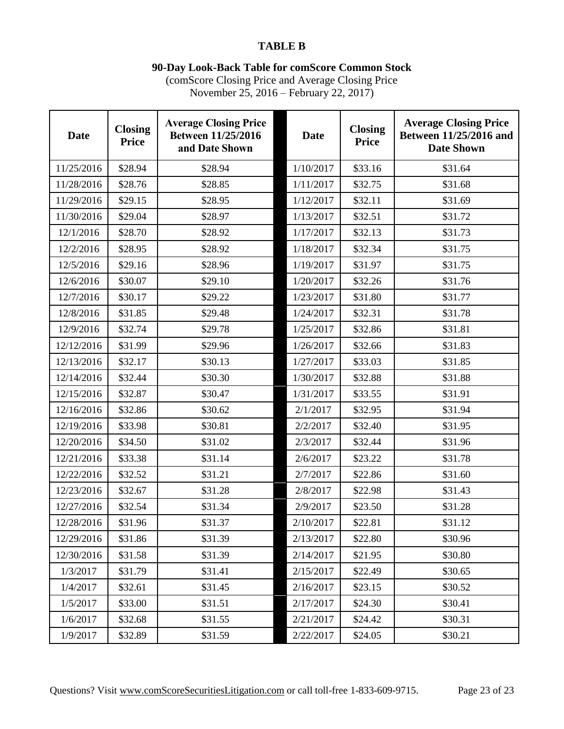# TABLE B

## 90-Day Look-Back Table for comScore Common Stock

(comScore Closing Price and Average Closing Price
November 25, 2016 – February 22, 2017)

| Date | Closing Price | Average Closing Price Between 11/25/2016 and Date Shown | Date | Closing Price | Average Closing Price Between 11/25/2016 and Date Shown |
|---|---|---|---|---|---|
| 11/25/2016 | $28.94 | $28.94 | 1/10/2017 | $33.16 | $31.64 |
| 11/28/2016 | $28.76 | $28.85 | 1/11/2017 | $32.75 | $31.68 |
| 11/29/2016 | $29.15 | $28.95 | 1/12/2017 | $32.11 | $31.69 |
| 11/30/2016 | $29.04 | $28.97 | 1/13/2017 | $32.51 | $31.72 |
| 12/1/2016 | $28.70 | $28.92 | 1/17/2017 | $32.13 | $31.73 |
| 12/2/2016 | $28.95 | $28.92 | 1/18/2017 | $32.34 | $31.75 |
| 12/5/2016 | $29.16 | $28.96 | 1/19/2017 | $31.97 | $31.75 |
| 12/6/2016 | $30.07 | $29.10 | 1/20/2017 | $32.26 | $31.76 |
| 12/7/2016 | $30.17 | $29.22 | 1/23/2017 | $31.80 | $31.77 |
| 12/8/2016 | $31.85 | $29.48 | 1/24/2017 | $32.31 | $31.78 |
| 12/9/2016 | $32.74 | $29.78 | 1/25/2017 | $32.86 | $31.81 |
| 12/12/2016 | $31.99 | $29.96 | 1/26/2017 | $32.66 | $31.83 |
| 12/13/2016 | $32.17 | $30.13 | 1/27/2017 | $33.03 | $31.85 |
| 12/14/2016 | $32.44 | $30.30 | 1/30/2017 | $32.88 | $31.88 |
| 12/15/2016 | $32.87 | $30.47 | 1/31/2017 | $33.55 | $31.91 |
| 12/16/2016 | $32.86 | $30.62 | 2/1/2017 | $32.95 | $31.94 |
| 12/19/2016 | $33.98 | $30.81 | 2/2/2017 | $32.40 | $31.95 |
| 12/20/2016 | $34.50 | $31.02 | 2/3/2017 | $32.44 | $31.96 |
| 12/21/2016 | $33.38 | $31.14 | 2/6/2017 | $23.22 | $31.78 |
| 12/22/2016 | $32.52 | $31.21 | 2/7/2017 | $22.86 | $31.60 |
| 12/23/2016 | $32.67 | $31.28 | 2/8/2017 | $22.98 | $31.43 |
| 12/27/2016 | $32.54 | $31.34 | 2/9/2017 | $23.50 | $31.28 |
| 12/28/2016 | $31.96 | $31.37 | 2/10/2017 | $22.81 | $31.12 |
| 12/29/2016 | $31.86 | $31.39 | 2/13/2017 | $22.80 | $30.96 |
| 12/30/2016 | $31.58 | $31.39 | 2/14/2017 | $21.95 | $30.80 |
| 1/3/2017 | $31.79 | $31.41 | 2/15/2017 | $22.49 | $30.65 |
| 1/4/2017 | $32.61 | $31.45 | 2/16/2017 | $23.15 | $30.52 |
| 1/5/2017 | $33.00 | $31.51 | 2/17/2017 | $24.30 | $30.41 |
| 1/6/2017 | $32.68 | $31.55 | 2/21/2017 | $24.42 | $30.31 |
| 1/9/2017 | $32.89 | $31.59 | 2/22/2017 | $24.05 | $30.21 |

Questions? Visit www.comScoreSecuritiesLitigation.com or call toll-free 1-833-609-9715.